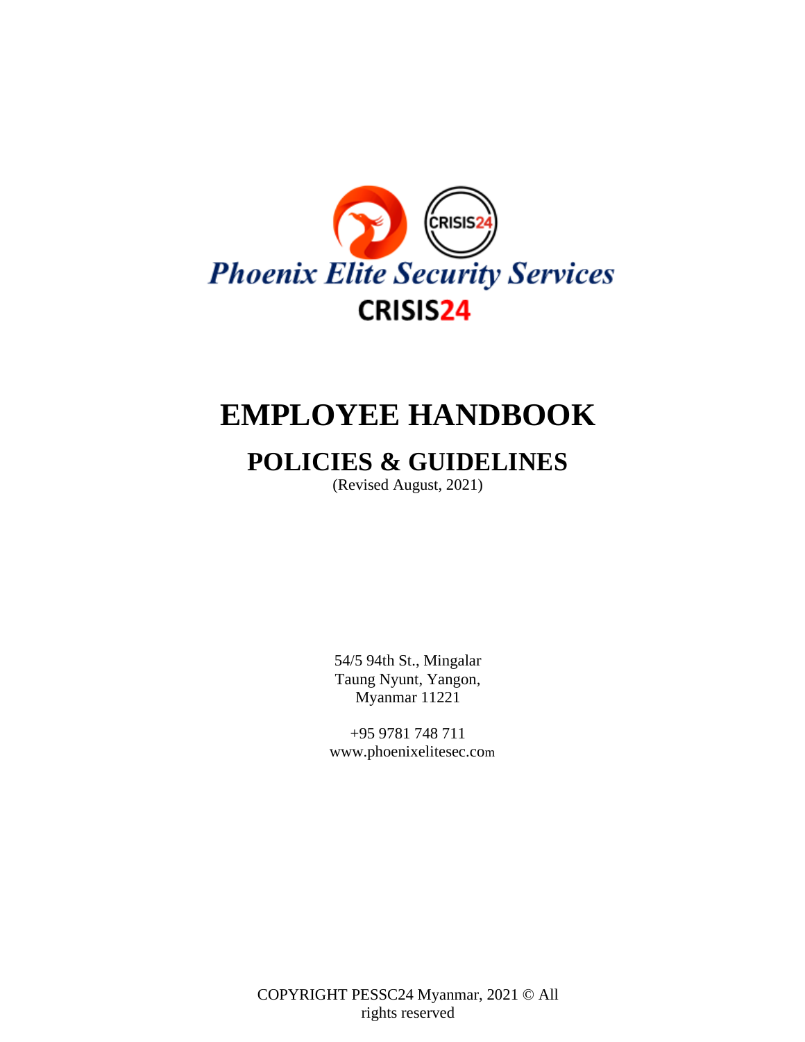**Phoenix Elite Security Services**

**CRISIS24**

# EMPLOYEE HANDBOOK

## POLICIES & GUIDELINES

(Revised August, 2021)

54/5 94th St., Mingalar
Taung Nyunt, Yangon,
Myanmar 11221

+95 9781 748 711
www.phoenixelitesec.com

COPYRIGHT PESSC24 Myanmar, 2021 © All rights reserved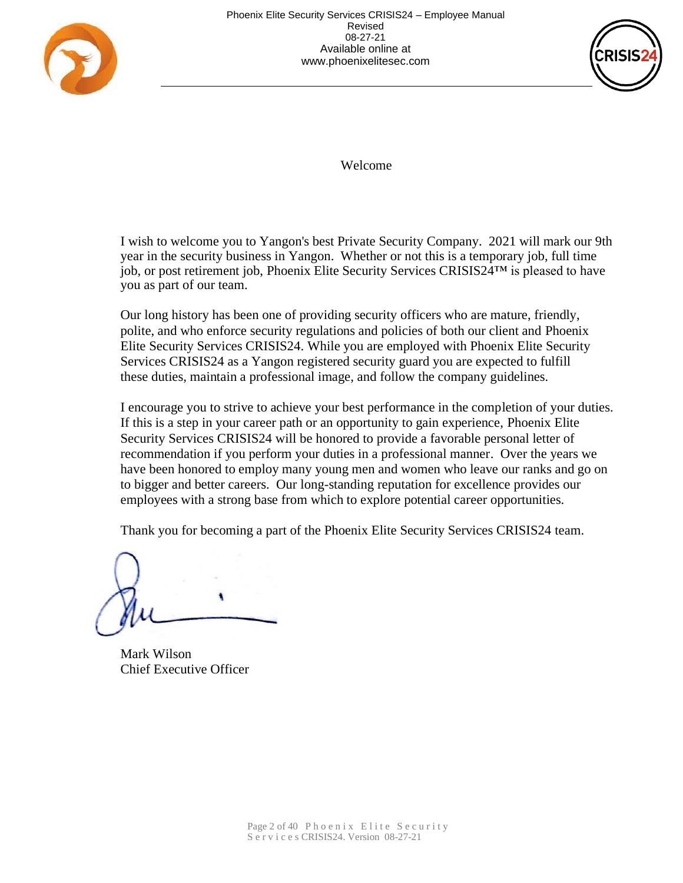# Welcome

I wish to welcome you to Yangon's best Private Security Company. 2021 will mark our 9th year in the security business in Yangon. Whether or not this is a temporary job, full time job, or post retirement job, Phoenix Elite Security Services CRISIS24™ is pleased to have you as part of our team.

Our long history has been one of providing security officers who are mature, friendly, polite, and who enforce security regulations and policies of both our client and Phoenix Elite Security Services CRISIS24. While you are employed with Phoenix Elite Security Services CRISIS24 as a Yangon registered security guard you are expected to fulfill these duties, maintain a professional image, and follow the company guidelines.

I encourage you to strive to achieve your best performance in the completion of your duties. If this is a step in your career path or an opportunity to gain experience, Phoenix Elite Security Services CRISIS24 will be honored to provide a favorable personal letter of recommendation if you perform your duties in a professional manner. Over the years we have been honored to employ many young men and women who leave our ranks and go on to bigger and better careers. Our long-standing reputation for excellence provides our employees with a strong base from which to explore potential career opportunities.

Thank you for becoming a part of the Phoenix Elite Security Services CRISIS24 team.

Mark Wilson
Chief Executive Officer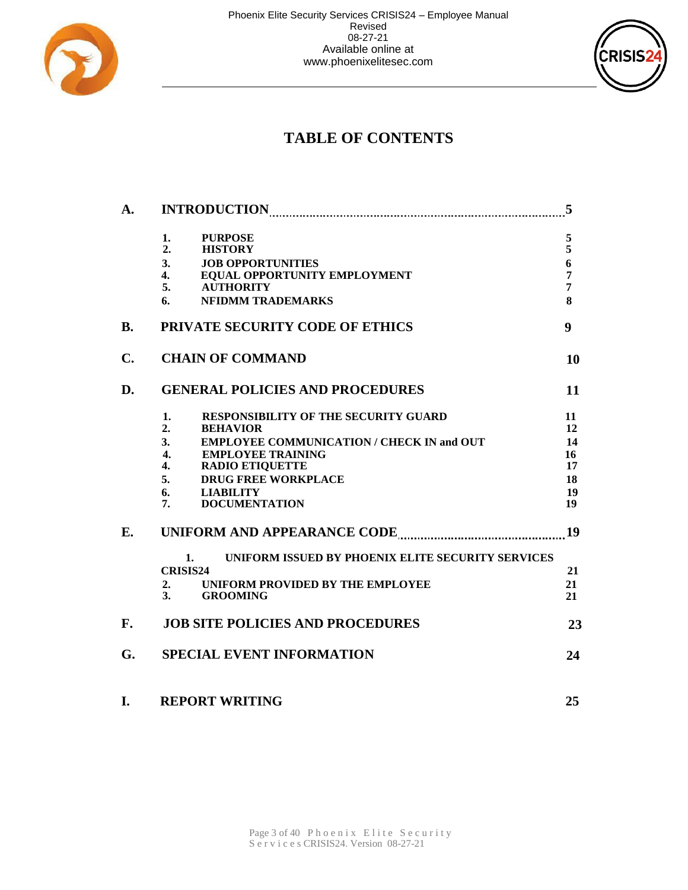# TABLE OF CONTENTS

| | | |
|---|---|---|
| **A.** | **INTRODUCTION** | **5** |
| | **1. PURPOSE** | **5** |
| | **2. HISTORY** | **5** |
| | **3. JOB OPPORTUNITIES** | **6** |
| | **4. EQUAL OPPORTUNITY EMPLOYMENT** | **7** |
| | **5. AUTHORITY** | **7** |
| | **6. NFIDMM TRADEMARKS** | **8** |
| **B.** | **PRIVATE SECURITY CODE OF ETHICS** | **9** |
| **C.** | **CHAIN OF COMMAND** | **10** |
| **D.** | **GENERAL POLICIES AND PROCEDURES** | **11** |
| | **1. RESPONSIBILITY OF THE SECURITY GUARD** | **11** |
| | **2. BEHAVIOR** | **12** |
| | **3. EMPLOYEE COMMUNICATION / CHECK IN and OUT** | **14** |
| | **4. EMPLOYEE TRAINING** | **16** |
| | **4. RADIO ETIQUETTE** | **17** |
| | **5. DRUG FREE WORKPLACE** | **18** |
| | **6. LIABILITY** | **19** |
| | **7. DOCUMENTATION** | **19** |
| **E.** | **UNIFORM AND APPEARANCE CODE** | **19** |
| | **1. UNIFORM ISSUED BY PHOENIX ELITE SECURITY SERVICES CRISIS24** | **21** |
| | **2. UNIFORM PROVIDED BY THE EMPLOYEE** | **21** |
| | **3. GROOMING** | **21** |
| **F.** | **JOB SITE POLICIES AND PROCEDURES** | **23** |
| **G.** | **SPECIAL EVENT INFORMATION** | **24** |
| **I.** | **REPORT WRITING** | **25** |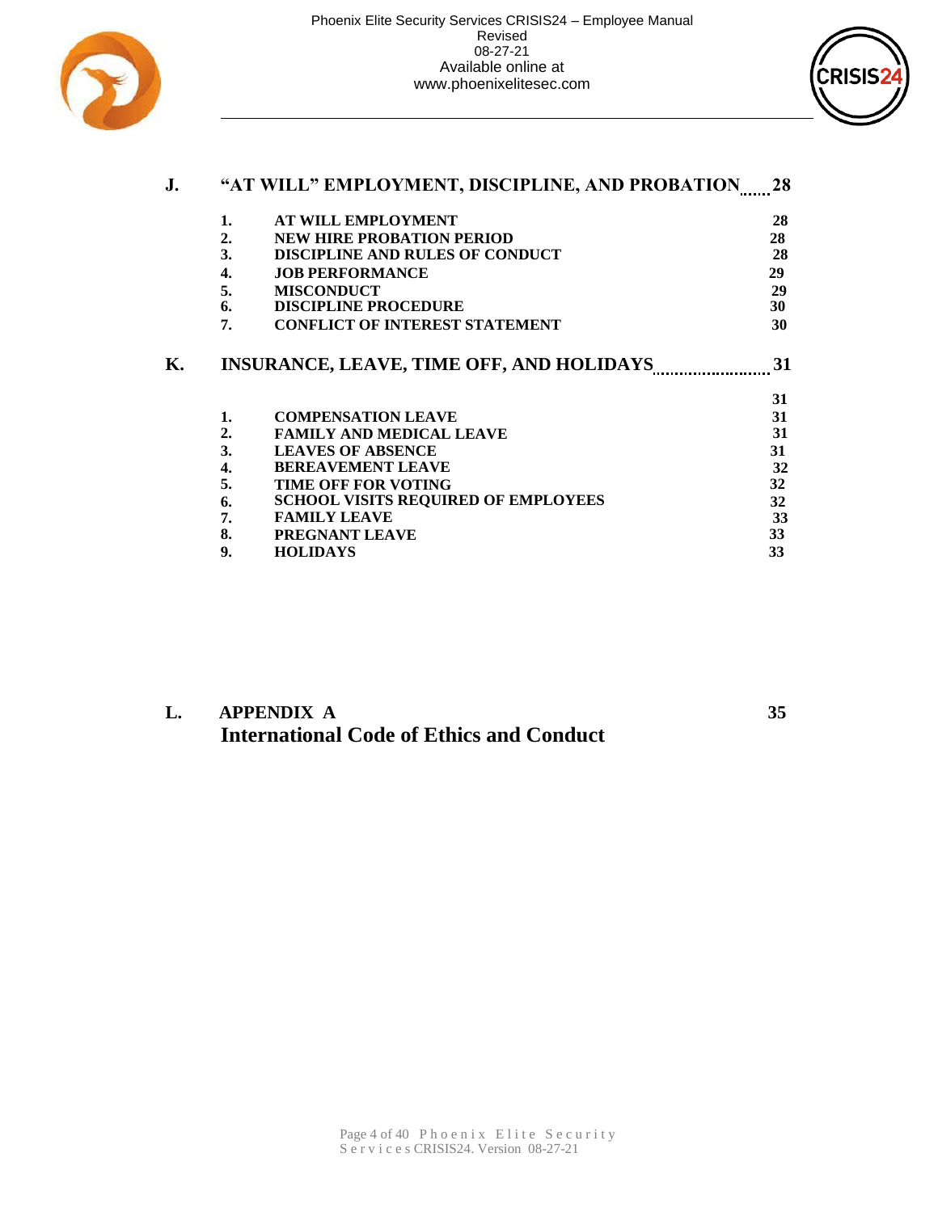| | | |
|---|---|---|
| **J.** | **"AT WILL" EMPLOYMENT, DISCIPLINE, AND PROBATION** | **28** |
| **1.** | **AT WILL EMPLOYMENT** | **28** |
| **2.** | **NEW HIRE PROBATION PERIOD** | **28** |
| **3.** | **DISCIPLINE AND RULES OF CONDUCT** | **28** |
| **4.** | **JOB PERFORMANCE** | **29** |
| **5.** | **MISCONDUCT** | **29** |
| **6.** | **DISCIPLINE PROCEDURE** | **30** |
| **7.** | **CONFLICT OF INTEREST STATEMENT** | **30** |
| **K.** | **INSURANCE, LEAVE, TIME OFF, AND HOLIDAYS** | **31** |
| | | **31** |
| **1.** | **COMPENSATION LEAVE** | **31** |
| **2.** | **FAMILY AND MEDICAL LEAVE** | **31** |
| **3.** | **LEAVES OF ABSENCE** | **31** |
| **4.** | **BEREAVEMENT LEAVE** | **32** |
| **5.** | **TIME OFF FOR VOTING** | **32** |
| **6.** | **SCHOOL VISITS REQUIRED OF EMPLOYEES** | **32** |
| **7.** | **FAMILY LEAVE** | **33** |
| **8.** | **PREGNANT LEAVE** | **33** |
| **9.** | **HOLIDAYS** | **33** |
| **L.** | **APPENDIX A** **International Code of Ethics and Conduct** | **35** |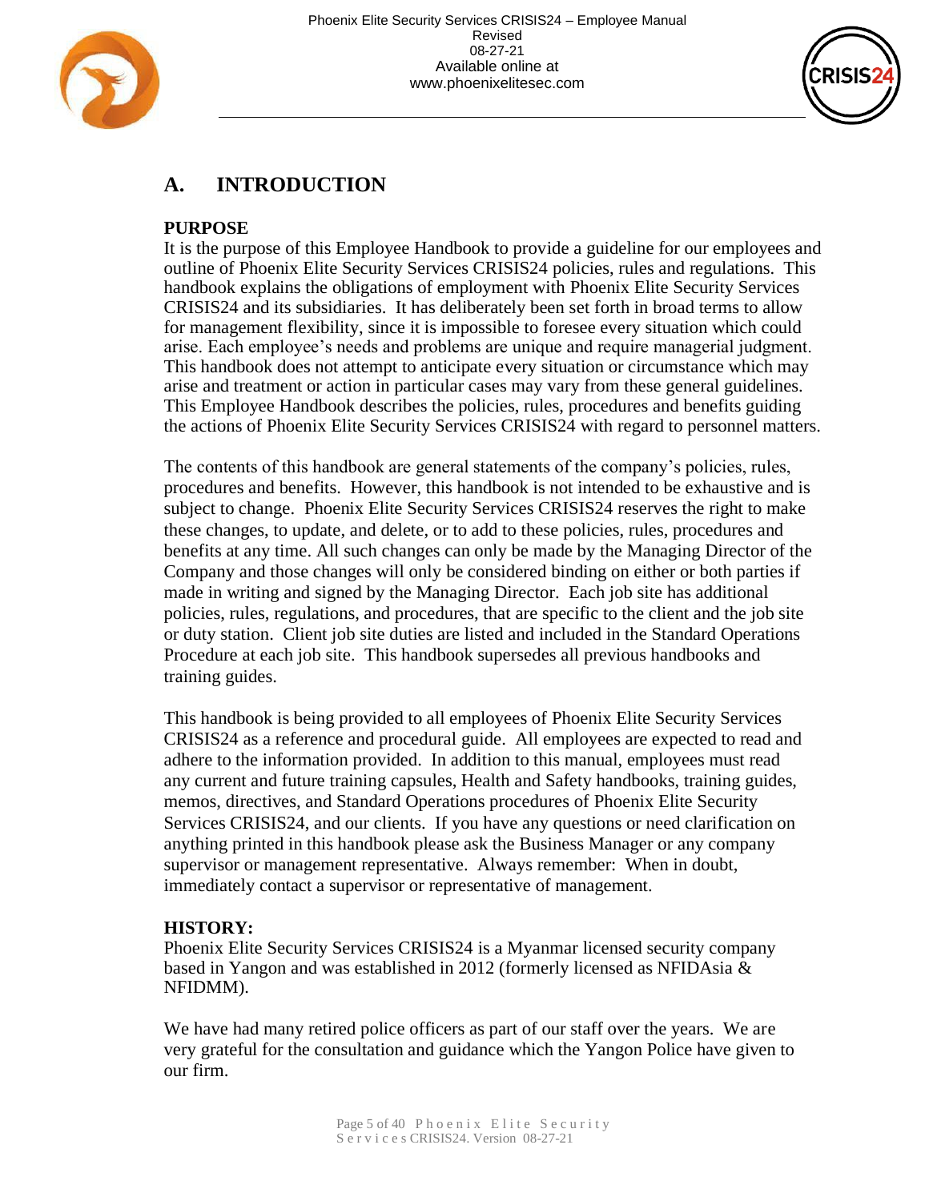## A. INTRODUCTION

**PURPOSE**

It is the purpose of this Employee Handbook to provide a guideline for our employees and outline of Phoenix Elite Security Services CRISIS24 policies, rules and regulations. This handbook explains the obligations of employment with Phoenix Elite Security Services CRISIS24 and its subsidiaries. It has deliberately been set forth in broad terms to allow for management flexibility, since it is impossible to foresee every situation which could arise. Each employee's needs and problems are unique and require managerial judgment. This handbook does not attempt to anticipate every situation or circumstance which may arise and treatment or action in particular cases may vary from these general guidelines. This Employee Handbook describes the policies, rules, procedures and benefits guiding the actions of Phoenix Elite Security Services CRISIS24 with regard to personnel matters.

The contents of this handbook are general statements of the company's policies, rules, procedures and benefits. However, this handbook is not intended to be exhaustive and is subject to change. Phoenix Elite Security Services CRISIS24 reserves the right to make these changes, to update, and delete, or to add to these policies, rules, procedures and benefits at any time. All such changes can only be made by the Managing Director of the Company and those changes will only be considered binding on either or both parties if made in writing and signed by the Managing Director. Each job site has additional policies, rules, regulations, and procedures, that are specific to the client and the job site or duty station. Client job site duties are listed and included in the Standard Operations Procedure at each job site. This handbook supersedes all previous handbooks and training guides.

This handbook is being provided to all employees of Phoenix Elite Security Services CRISIS24 as a reference and procedural guide. All employees are expected to read and adhere to the information provided. In addition to this manual, employees must read any current and future training capsules, Health and Safety handbooks, training guides, memos, directives, and Standard Operations procedures of Phoenix Elite Security Services CRISIS24, and our clients. If you have any questions or need clarification on anything printed in this handbook please ask the Business Manager or any company supervisor or management representative. Always remember: When in doubt, immediately contact a supervisor or representative of management.

**HISTORY:**

Phoenix Elite Security Services CRISIS24 is a Myanmar licensed security company based in Yangon and was established in 2012 (formerly licensed as NFIDAsia & NFIDMM).

We have had many retired police officers as part of our staff over the years. We are very grateful for the consultation and guidance which the Yangon Police have given to our firm.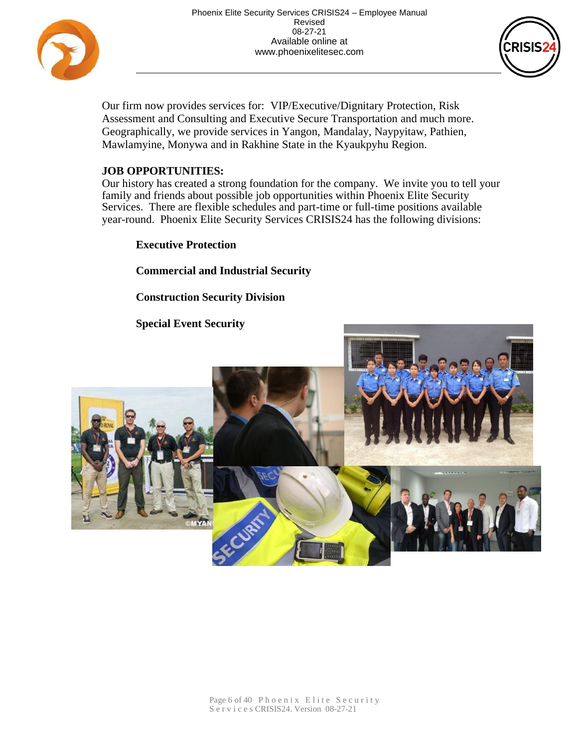Our firm now provides services for: VIP/Executive/Dignitary Protection, Risk Assessment and Consulting and Executive Secure Transportation and much more. Geographically, we provide services in Yangon, Mandalay, Naypyitaw, Pathien, Mawlamyine, Monywa and in Rakhine State in the Kyaukpyhu Region.

**JOB OPPORTUNITIES:**

Our history has created a strong foundation for the company. We invite you to tell your family and friends about possible job opportunities within Phoenix Elite Security Services. There are flexible schedules and part-time or full-time positions available year-round. Phoenix Elite Security Services CRISIS24 has the following divisions:

**Executive Protection**

**Commercial and Industrial Security**

**Construction Security Division**

**Special Event Security**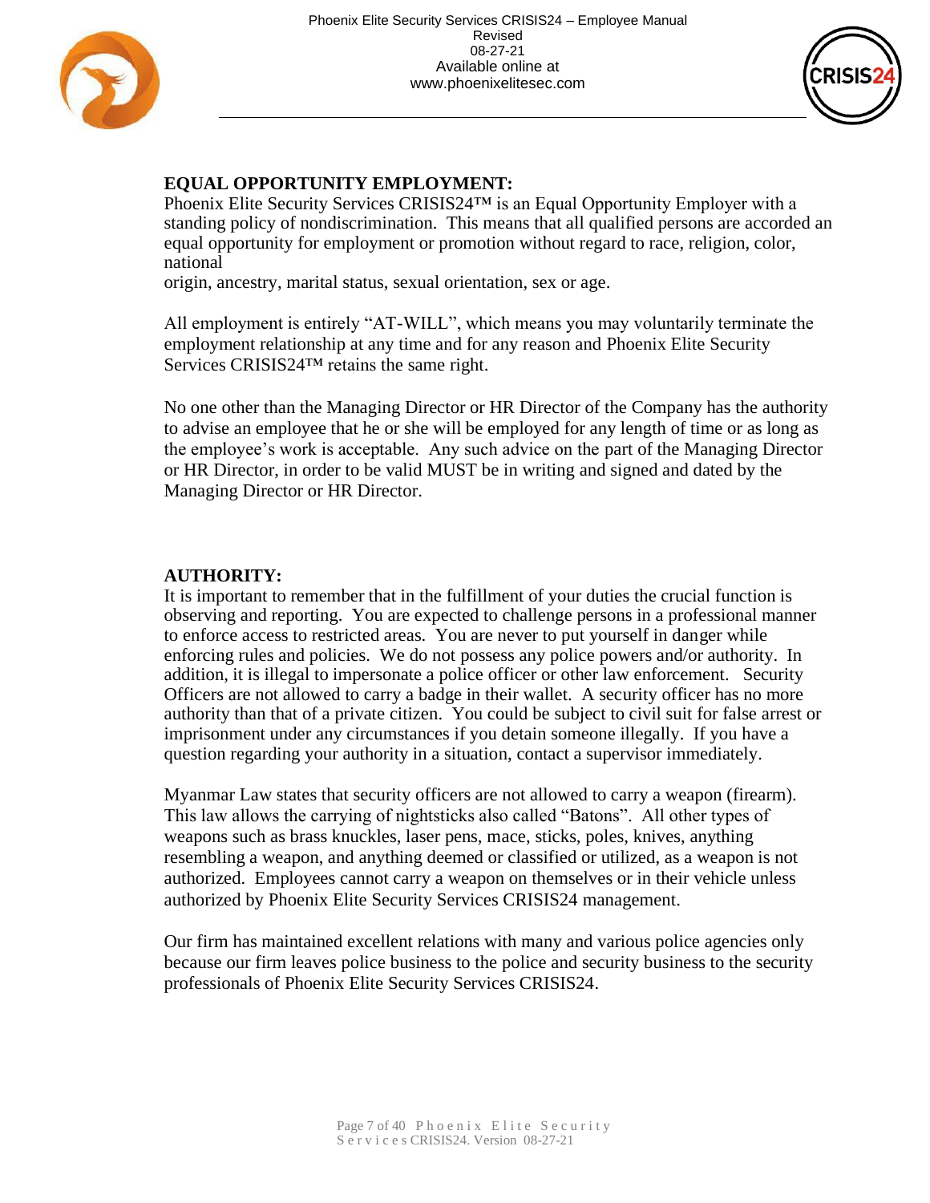**EQUAL OPPORTUNITY EMPLOYMENT:**

Phoenix Elite Security Services CRISIS24™ is an Equal Opportunity Employer with a standing policy of nondiscrimination. This means that all qualified persons are accorded an equal opportunity for employment or promotion without regard to race, religion, color, national origin, ancestry, marital status, sexual orientation, sex or age.

All employment is entirely "AT-WILL", which means you may voluntarily terminate the employment relationship at any time and for any reason and Phoenix Elite Security Services CRISIS24™ retains the same right.

No one other than the Managing Director or HR Director of the Company has the authority to advise an employee that he or she will be employed for any length of time or as long as the employee's work is acceptable. Any such advice on the part of the Managing Director or HR Director, in order to be valid MUST be in writing and signed and dated by the Managing Director or HR Director.

**AUTHORITY:**

It is important to remember that in the fulfillment of your duties the crucial function is observing and reporting. You are expected to challenge persons in a professional manner to enforce access to restricted areas. You are never to put yourself in danger while enforcing rules and policies. We do not possess any police powers and/or authority. In addition, it is illegal to impersonate a police officer or other law enforcement. Security Officers are not allowed to carry a badge in their wallet. A security officer has no more authority than that of a private citizen. You could be subject to civil suit for false arrest or imprisonment under any circumstances if you detain someone illegally. If you have a question regarding your authority in a situation, contact a supervisor immediately.

Myanmar Law states that security officers are not allowed to carry a weapon (firearm). This law allows the carrying of nightsticks also called "Batons". All other types of weapons such as brass knuckles, laser pens, mace, sticks, poles, knives, anything resembling a weapon, and anything deemed or classified or utilized, as a weapon is not authorized. Employees cannot carry a weapon on themselves or in their vehicle unless authorized by Phoenix Elite Security Services CRISIS24 management.

Our firm has maintained excellent relations with many and various police agencies only because our firm leaves police business to the police and security business to the security professionals of Phoenix Elite Security Services CRISIS24.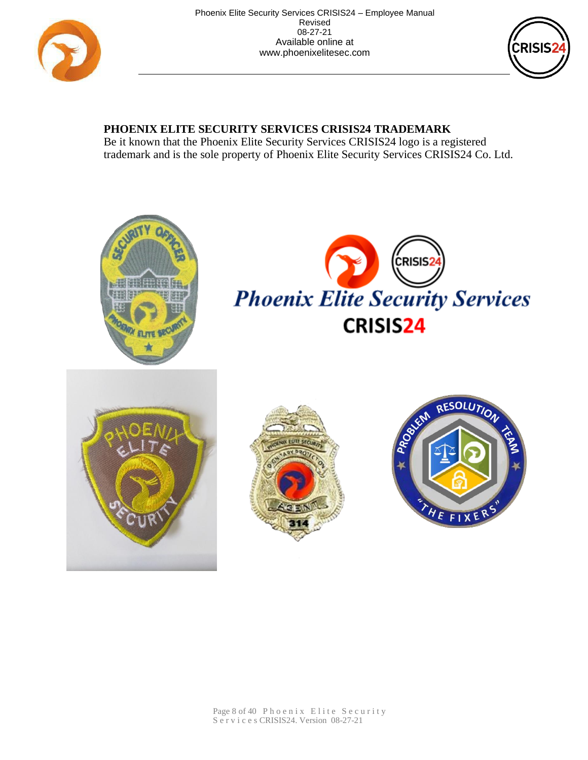## PHOENIX ELITE SECURITY SERVICES CRISIS24 TRADEMARK

Be it known that the Phoenix Elite Security Services CRISIS24 logo is a registered trademark and is the sole property of Phoenix Elite Security Services CRISIS24 Co. Ltd.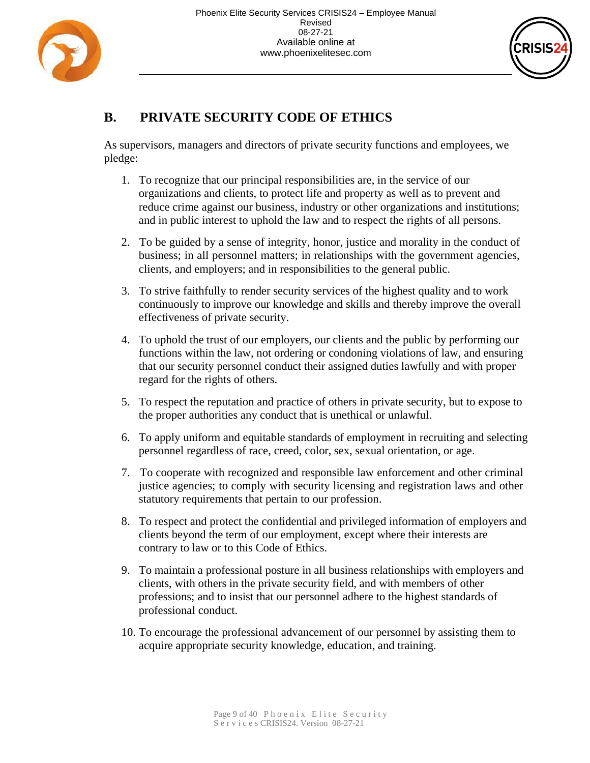## B. PRIVATE SECURITY CODE OF ETHICS

As supervisors, managers and directors of private security functions and employees, we pledge:

1. To recognize that our principal responsibilities are, in the service of our organizations and clients, to protect life and property as well as to prevent and reduce crime against our business, industry or other organizations and institutions; and in public interest to uphold the law and to respect the rights of all persons.

2. To be guided by a sense of integrity, honor, justice and morality in the conduct of business; in all personnel matters; in relationships with the government agencies, clients, and employers; and in responsibilities to the general public.

3. To strive faithfully to render security services of the highest quality and to work continuously to improve our knowledge and skills and thereby improve the overall effectiveness of private security.

4. To uphold the trust of our employers, our clients and the public by performing our functions within the law, not ordering or condoning violations of law, and ensuring that our security personnel conduct their assigned duties lawfully and with proper regard for the rights of others.

5. To respect the reputation and practice of others in private security, but to expose to the proper authorities any conduct that is unethical or unlawful.

6. To apply uniform and equitable standards of employment in recruiting and selecting personnel regardless of race, creed, color, sex, sexual orientation, or age.

7. To cooperate with recognized and responsible law enforcement and other criminal justice agencies; to comply with security licensing and registration laws and other statutory requirements that pertain to our profession.

8. To respect and protect the confidential and privileged information of employers and clients beyond the term of our employment, except where their interests are contrary to law or to this Code of Ethics.

9. To maintain a professional posture in all business relationships with employers and clients, with others in the private security field, and with members of other professions; and to insist that our personnel adhere to the highest standards of professional conduct.

10. To encourage the professional advancement of our personnel by assisting them to acquire appropriate security knowledge, education, and training.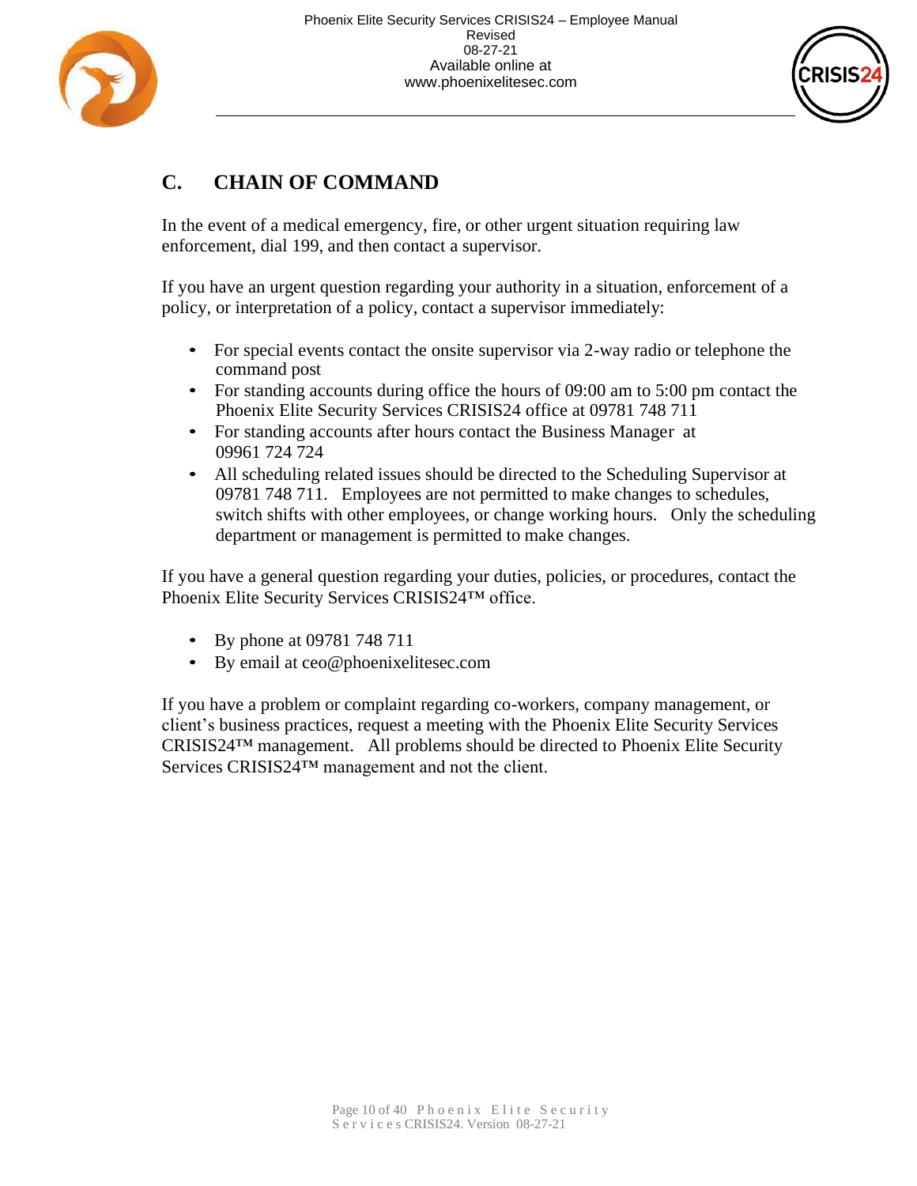## C. CHAIN OF COMMAND

In the event of a medical emergency, fire, or other urgent situation requiring law enforcement, dial 199, and then contact a supervisor.

If you have an urgent question regarding your authority in a situation, enforcement of a policy, or interpretation of a policy, contact a supervisor immediately:

- For special events contact the onsite supervisor via 2-way radio or telephone the command post
- For standing accounts during office the hours of 09:00 am to 5:00 pm contact the Phoenix Elite Security Services CRISIS24 office at 09781 748 711
- For standing accounts after hours contact the Business Manager at 09961 724 724
- All scheduling related issues should be directed to the Scheduling Supervisor at 09781 748 711. Employees are not permitted to make changes to schedules, switch shifts with other employees, or change working hours. Only the scheduling department or management is permitted to make changes.

If you have a general question regarding your duties, policies, or procedures, contact the Phoenix Elite Security Services CRISIS24™ office.

- By phone at 09781 748 711
- By email at ceo@phoenixelitesec.com

If you have a problem or complaint regarding co-workers, company management, or client's business practices, request a meeting with the Phoenix Elite Security Services CRISIS24™ management. All problems should be directed to Phoenix Elite Security Services CRISIS24™ management and not the client.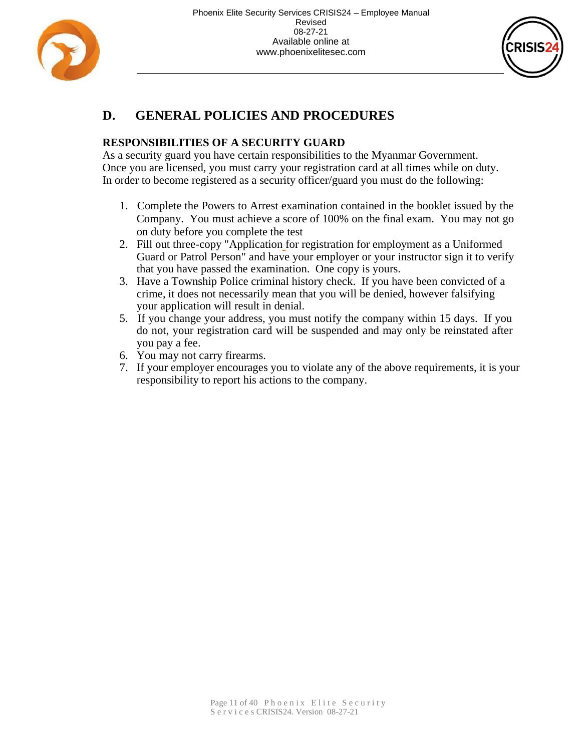## D. GENERAL POLICIES AND PROCEDURES

### RESPONSIBILITIES OF A SECURITY GUARD

As a security guard you have certain responsibilities to the Myanmar Government. Once you are licensed, you must carry your registration card at all times while on duty. In order to become registered as a security officer/guard you must do the following:

1. Complete the Powers to Arrest examination contained in the booklet issued by the Company. You must achieve a score of 100% on the final exam. You may not go on duty before you complete the test
2. Fill out three-copy "Application for registration for employment as a Uniformed Guard or Patrol Person" and have your employer or your instructor sign it to verify that you have passed the examination. One copy is yours.
3. Have a Township Police criminal history check. If you have been convicted of a crime, it does not necessarily mean that you will be denied, however falsifying your application will result in denial.
5. If you change your address, you must notify the company within 15 days. If you do not, your registration card will be suspended and may only be reinstated after you pay a fee.
6. You may not carry firearms.
7. If your employer encourages you to violate any of the above requirements, it is your responsibility to report his actions to the company.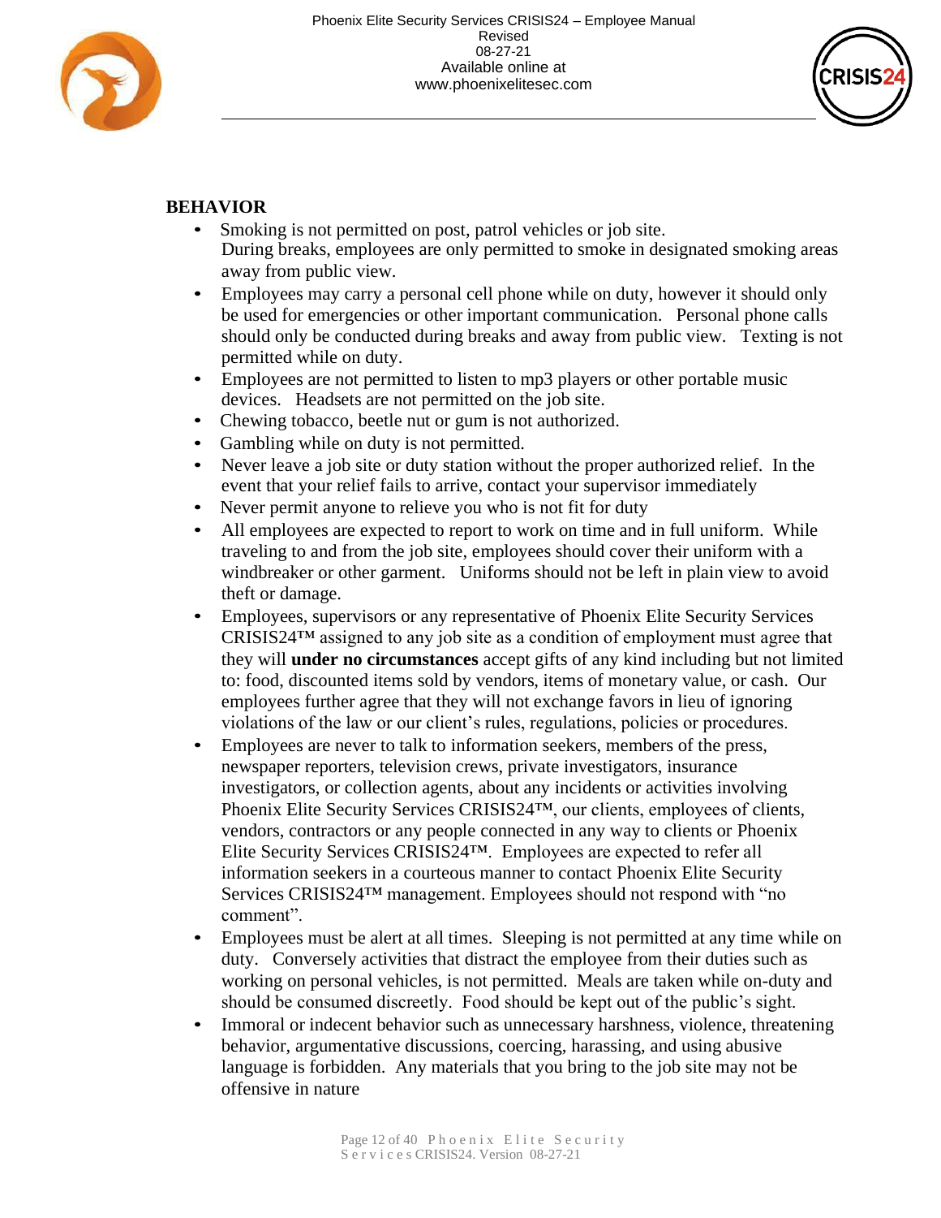## BEHAVIOR

- Smoking is not permitted on post, patrol vehicles or job site. During breaks, employees are only permitted to smoke in designated smoking areas away from public view.
- Employees may carry a personal cell phone while on duty, however it should only be used for emergencies or other important communication. Personal phone calls should only be conducted during breaks and away from public view. Texting is not permitted while on duty.
- Employees are not permitted to listen to mp3 players or other portable music devices. Headsets are not permitted on the job site.
- Chewing tobacco, beetle nut or gum is not authorized.
- Gambling while on duty is not permitted.
- Never leave a job site or duty station without the proper authorized relief. In the event that your relief fails to arrive, contact your supervisor immediately
- Never permit anyone to relieve you who is not fit for duty
- All employees are expected to report to work on time and in full uniform. While traveling to and from the job site, employees should cover their uniform with a windbreaker or other garment. Uniforms should not be left in plain view to avoid theft or damage.
- Employees, supervisors or any representative of Phoenix Elite Security Services CRISIS24™ assigned to any job site as a condition of employment must agree that they will **under no circumstances** accept gifts of any kind including but not limited to: food, discounted items sold by vendors, items of monetary value, or cash. Our employees further agree that they will not exchange favors in lieu of ignoring violations of the law or our client's rules, regulations, policies or procedures.
- Employees are never to talk to information seekers, members of the press, newspaper reporters, television crews, private investigators, insurance investigators, or collection agents, about any incidents or activities involving Phoenix Elite Security Services CRISIS24™, our clients, employees of clients, vendors, contractors or any people connected in any way to clients or Phoenix Elite Security Services CRISIS24™. Employees are expected to refer all information seekers in a courteous manner to contact Phoenix Elite Security Services CRISIS24™ management. Employees should not respond with "no comment".
- Employees must be alert at all times. Sleeping is not permitted at any time while on duty. Conversely activities that distract the employee from their duties such as working on personal vehicles, is not permitted. Meals are taken while on-duty and should be consumed discreetly. Food should be kept out of the public's sight.
- Immoral or indecent behavior such as unnecessary harshness, violence, threatening behavior, argumentative discussions, coercing, harassing, and using abusive language is forbidden. Any materials that you bring to the job site may not be offensive in nature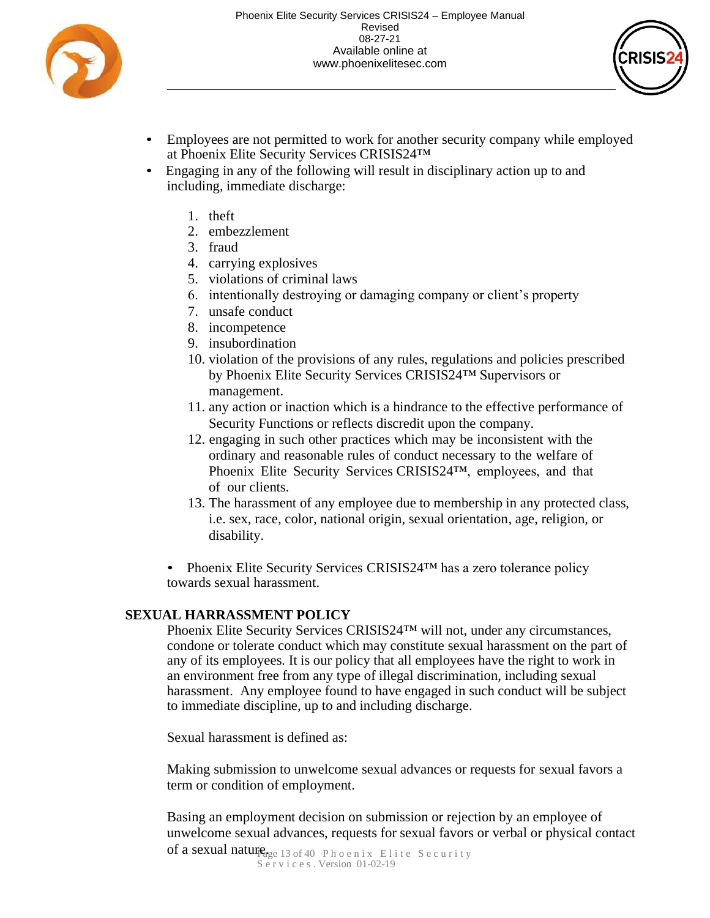- Employees are not permitted to work for another security company while employed at Phoenix Elite Security Services CRISIS24™
- Engaging in any of the following will result in disciplinary action up to and including, immediate discharge:

  1. theft
  2. embezzlement
  3. fraud
  4. carrying explosives
  5. violations of criminal laws
  6. intentionally destroying or damaging company or client's property
  7. unsafe conduct
  8. incompetence
  9. insubordination
  10. violation of the provisions of any rules, regulations and policies prescribed by Phoenix Elite Security Services CRISIS24™ Supervisors or management.
  11. any action or inaction which is a hindrance to the effective performance of Security Functions or reflects discredit upon the company.
  12. engaging in such other practices which may be inconsistent with the ordinary and reasonable rules of conduct necessary to the welfare of Phoenix Elite Security Services CRISIS24™, employees, and that of our clients.
  13. The harassment of any employee due to membership in any protected class, i.e. sex, race, color, national origin, sexual orientation, age, religion, or disability.

- Phoenix Elite Security Services CRISIS24™ has a zero tolerance policy towards sexual harassment.

## SEXUAL HARRASSMENT POLICY

Phoenix Elite Security Services CRISIS24™ will not, under any circumstances, condone or tolerate conduct which may constitute sexual harassment on the part of any of its employees. It is our policy that all employees have the right to work in an environment free from any type of illegal discrimination, including sexual harassment. Any employee found to have engaged in such conduct will be subject to immediate discipline, up to and including discharge.

Sexual harassment is defined as:

Making submission to unwelcome sexual advances or requests for sexual favors a term or condition of employment.

Basing an employment decision on submission or rejection by an employee of unwelcome sexual advances, requests for sexual favors or verbal or physical contact of a sexual nature.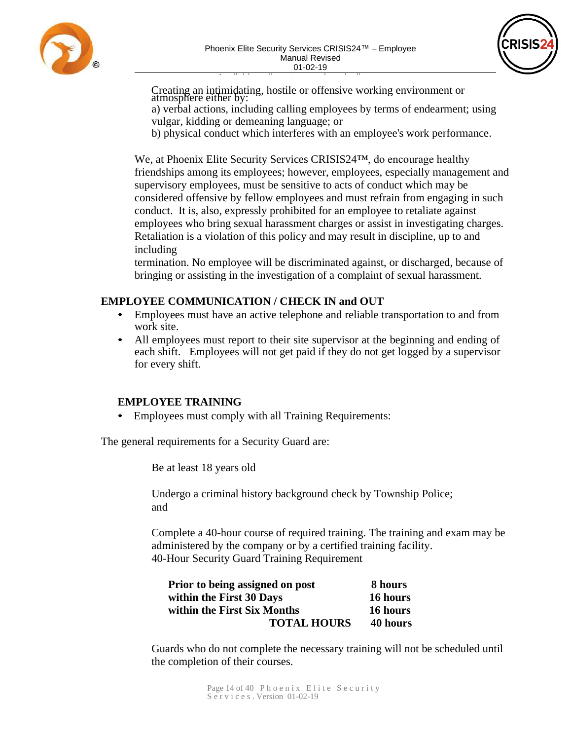Creating an intimidating, hostile or offensive working environment or atmosphere either by:

a) verbal actions, including calling employees by terms of endearment; using vulgar, kidding or demeaning language; or

b) physical conduct which interferes with an employee's work performance.

We, at Phoenix Elite Security Services CRISIS24™, do encourage healthy friendships among its employees; however, employees, especially management and supervisory employees, must be sensitive to acts of conduct which may be considered offensive by fellow employees and must refrain from engaging in such conduct. It is, also, expressly prohibited for an employee to retaliate against employees who bring sexual harassment charges or assist in investigating charges. Retaliation is a violation of this policy and may result in discipline, up to and including termination. No employee will be discriminated against, or discharged, because of bringing or assisting in the investigation of a complaint of sexual harassment.

## EMPLOYEE COMMUNICATION / CHECK IN and OUT

- Employees must have an active telephone and reliable transportation to and from work site.
- All employees must report to their site supervisor at the beginning and ending of each shift. Employees will not get paid if they do not get logged by a supervisor for every shift.

## EMPLOYEE TRAINING

- Employees must comply with all Training Requirements:

The general requirements for a Security Guard are:

Be at least 18 years old

Undergo a criminal history background check by Township Police; and

Complete a 40-hour course of required training. The training and exam may be administered by the company or by a certified training facility.
40-Hour Security Guard Training Requirement

| | |
|---|---|
| **Prior to being assigned on post** | **8 hours** |
| **within the First 30 Days** | **16 hours** |
| **within the First Six Months** | **16 hours** |
| **TOTAL HOURS** | **40 hours** |

Guards who do not complete the necessary training will not be scheduled until the completion of their courses.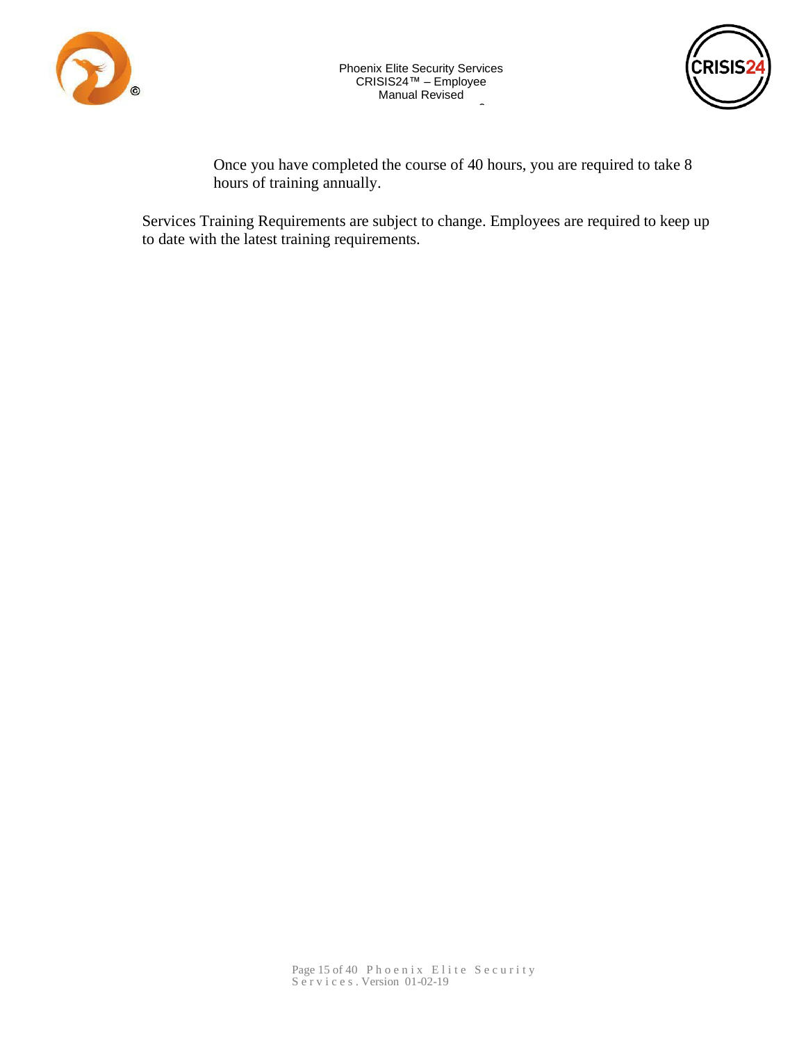Once you have completed the course of 40 hours, you are required to take 8 hours of training annually.

Services Training Requirements are subject to change. Employees are required to keep up to date with the latest training requirements.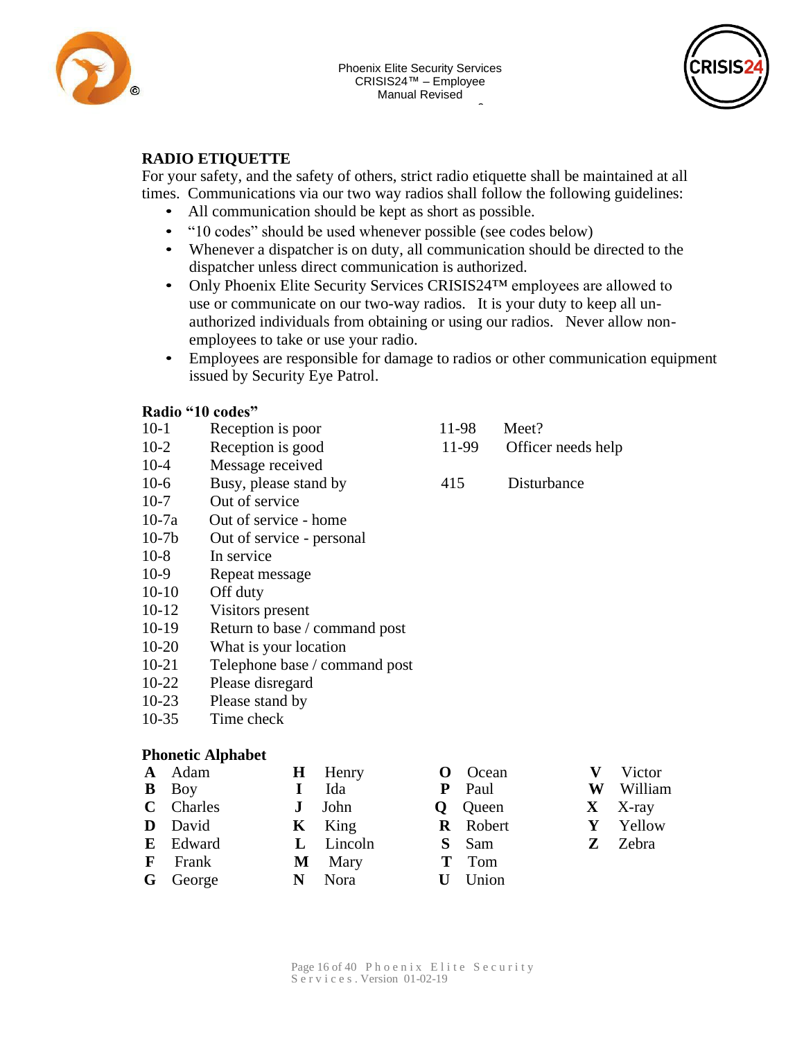## RADIO ETIQUETTE

For your safety, and the safety of others, strict radio etiquette shall be maintained at all times. Communications via our two way radios shall follow the following guidelines:

- All communication should be kept as short as possible.
- "10 codes" should be used whenever possible (see codes below)
- Whenever a dispatcher is on duty, all communication should be directed to the dispatcher unless direct communication is authorized.
- Only Phoenix Elite Security Services CRISIS24™ employees are allowed to use or communicate on our two-way radios. It is your duty to keep all un-authorized individuals from obtaining or using our radios. Never allow non-employees to take or use your radio.
- Employees are responsible for damage to radios or other communication equipment issued by Security Eye Patrol.

### Radio "10 codes"

| Code | Meaning |
|---|---|
| 10-1 | Reception is poor |
| 10-2 | Reception is good |
| 10-4 | Message received |
| 10-6 | Busy, please stand by |
| 10-7 | Out of service |
| 10-7a | Out of service - home |
| 10-7b | Out of service - personal |
| 10-8 | In service |
| 10-9 | Repeat message |
| 10-10 | Off duty |
| 10-12 | Visitors present |
| 10-19 | Return to base / command post |
| 10-20 | What is your location |
| 10-21 | Telephone base / command post |
| 10-22 | Please disregard |
| 10-23 | Please stand by |
| 10-35 | Time check |
| 11-98 | Meet? |
| 11-99 | Officer needs help |
| 415 | Disturbance |

### Phonetic Alphabet

| | | | | | | | |
|---|---|---|---|---|---|---|---|
| **A** | Adam | **H** | Henry | **O** | Ocean | **V** | Victor |
| **B** | Boy | **I** | Ida | **P** | Paul | **W** | William |
| **C** | Charles | **J** | John | **Q** | Queen | **X** | X-ray |
| **D** | David | **K** | King | **R** | Robert | **Y** | Yellow |
| **E** | Edward | **L** | Lincoln | **S** | Sam | **Z** | Zebra |
| **F** | Frank | **M** | Mary | **T** | Tom | | |
| **G** | George | **N** | Nora | **U** | Union | | |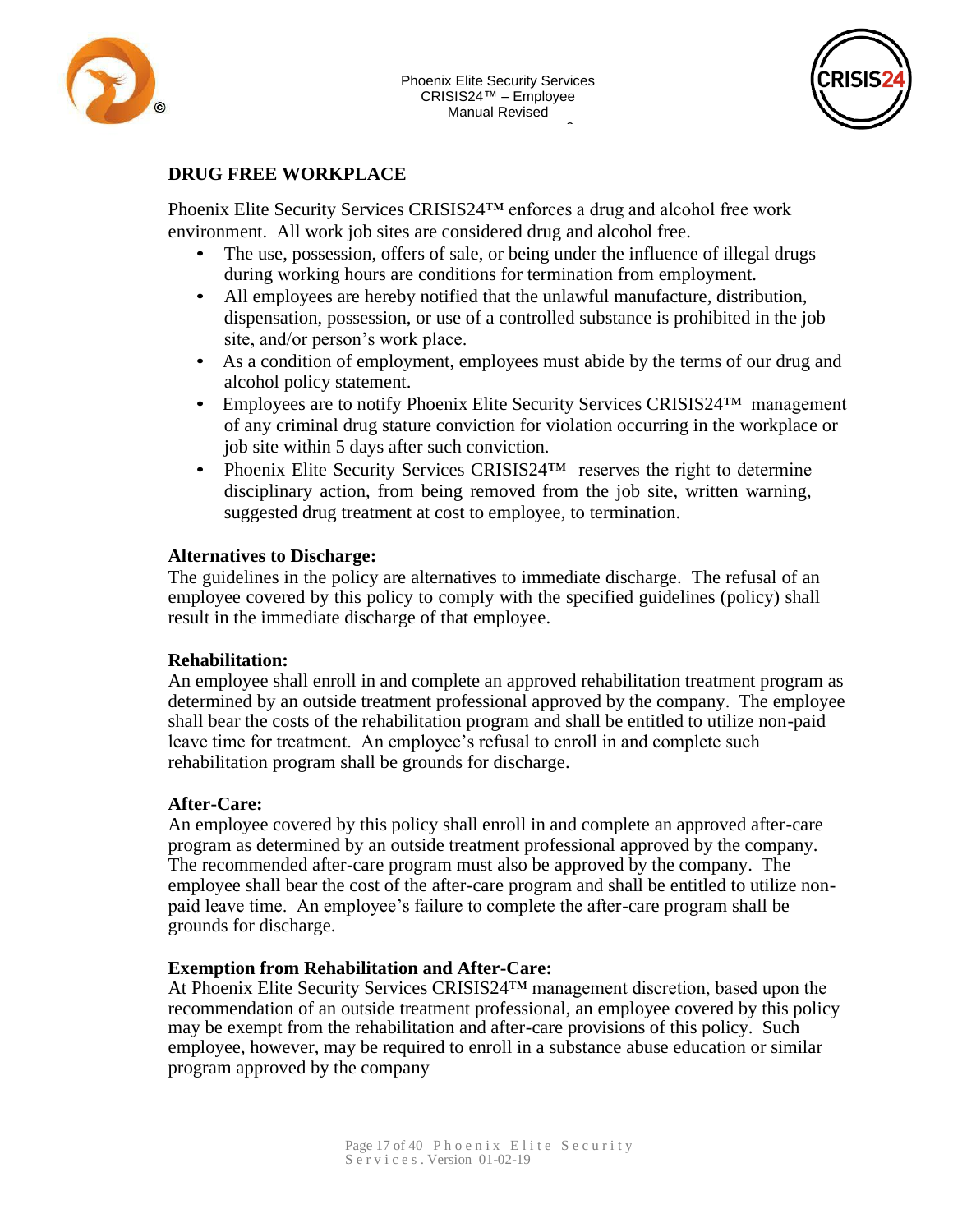## DRUG FREE WORKPLACE

Phoenix Elite Security Services CRISIS24™ enforces a drug and alcohol free work environment. All work job sites are considered drug and alcohol free.

- The use, possession, offers of sale, or being under the influence of illegal drugs during working hours are conditions for termination from employment.
- All employees are hereby notified that the unlawful manufacture, distribution, dispensation, possession, or use of a controlled substance is prohibited in the job site, and/or person's work place.
- As a condition of employment, employees must abide by the terms of our drug and alcohol policy statement.
- Employees are to notify Phoenix Elite Security Services CRISIS24™ management of any criminal drug stature conviction for violation occurring in the workplace or job site within 5 days after such conviction.
- Phoenix Elite Security Services CRISIS24™ reserves the right to determine disciplinary action, from being removed from the job site, written warning, suggested drug treatment at cost to employee, to termination.

**Alternatives to Discharge:**
The guidelines in the policy are alternatives to immediate discharge. The refusal of an employee covered by this policy to comply with the specified guidelines (policy) shall result in the immediate discharge of that employee.

**Rehabilitation:**
An employee shall enroll in and complete an approved rehabilitation treatment program as determined by an outside treatment professional approved by the company. The employee shall bear the costs of the rehabilitation program and shall be entitled to utilize non-paid leave time for treatment. An employee's refusal to enroll in and complete such rehabilitation program shall be grounds for discharge.

**After-Care:**
An employee covered by this policy shall enroll in and complete an approved after-care program as determined by an outside treatment professional approved by the company. The recommended after-care program must also be approved by the company. The employee shall bear the cost of the after-care program and shall be entitled to utilize non-paid leave time. An employee's failure to complete the after-care program shall be grounds for discharge.

**Exemption from Rehabilitation and After-Care:**
At Phoenix Elite Security Services CRISIS24™ management discretion, based upon the recommendation of an outside treatment professional, an employee covered by this policy may be exempt from the rehabilitation and after-care provisions of this policy. Such employee, however, may be required to enroll in a substance abuse education or similar program approved by the company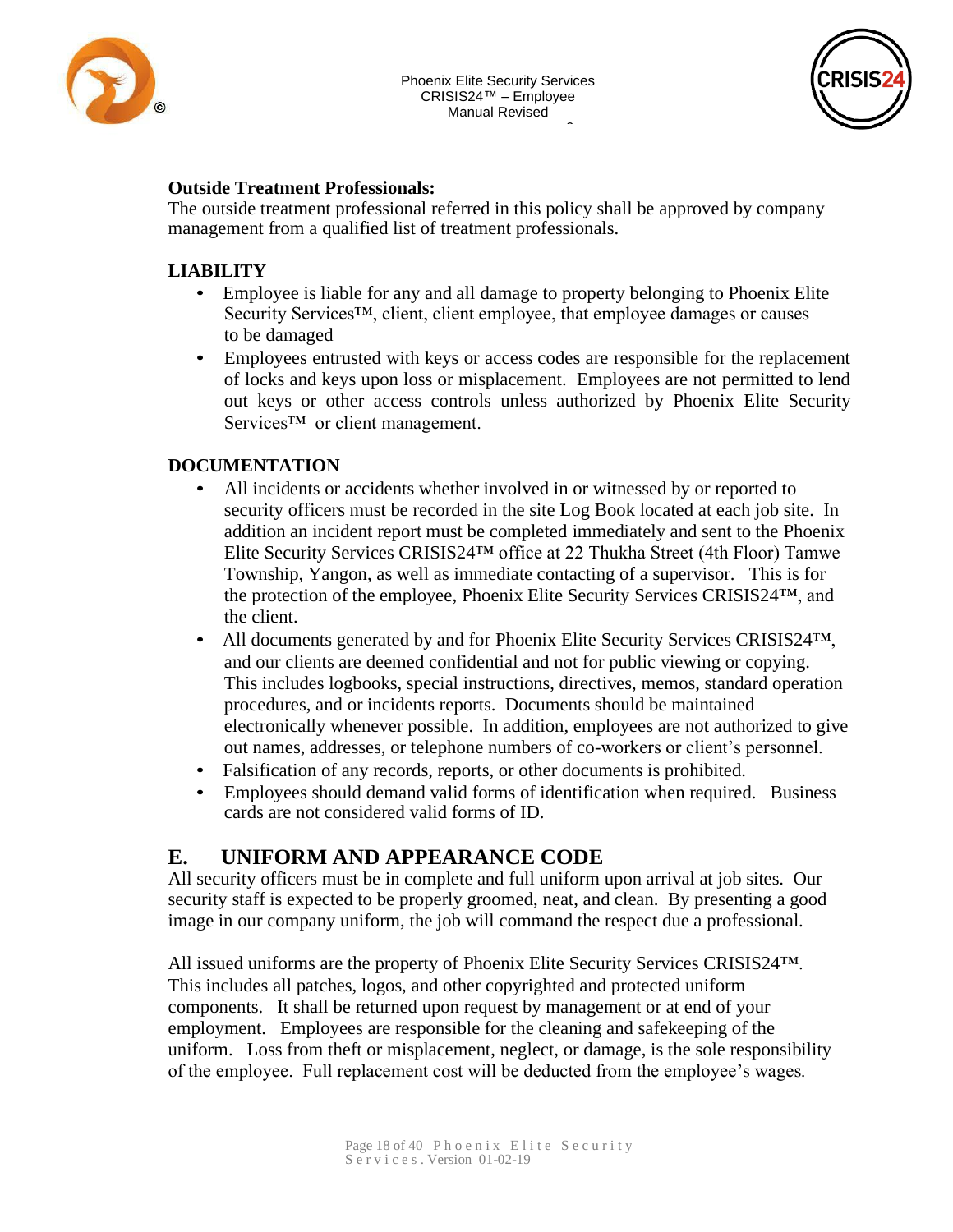**Outside Treatment Professionals:**
The outside treatment professional referred in this policy shall be approved by company management from a qualified list of treatment professionals.

**LIABILITY**

- Employee is liable for any and all damage to property belonging to Phoenix Elite Security Services™, client, client employee, that employee damages or causes to be damaged
- Employees entrusted with keys or access codes are responsible for the replacement of locks and keys upon loss or misplacement. Employees are not permitted to lend out keys or other access controls unless authorized by Phoenix Elite Security Services™ or client management.

**DOCUMENTATION**

- All incidents or accidents whether involved in or witnessed by or reported to security officers must be recorded in the site Log Book located at each job site. In addition an incident report must be completed immediately and sent to the Phoenix Elite Security Services CRISIS24™ office at 22 Thukha Street (4th Floor) Tamwe Township, Yangon, as well as immediate contacting of a supervisor. This is for the protection of the employee, Phoenix Elite Security Services CRISIS24™, and the client.
- All documents generated by and for Phoenix Elite Security Services CRISIS24™, and our clients are deemed confidential and not for public viewing or copying. This includes logbooks, special instructions, directives, memos, standard operation procedures, and or incidents reports. Documents should be maintained electronically whenever possible. In addition, employees are not authorized to give out names, addresses, or telephone numbers of co-workers or client's personnel.
- Falsification of any records, reports, or other documents is prohibited.
- Employees should demand valid forms of identification when required. Business cards are not considered valid forms of ID.

## E. UNIFORM AND APPEARANCE CODE

All security officers must be in complete and full uniform upon arrival at job sites. Our security staff is expected to be properly groomed, neat, and clean. By presenting a good image in our company uniform, the job will command the respect due a professional.

All issued uniforms are the property of Phoenix Elite Security Services CRISIS24™. This includes all patches, logos, and other copyrighted and protected uniform components. It shall be returned upon request by management or at end of your employment. Employees are responsible for the cleaning and safekeeping of the uniform. Loss from theft or misplacement, neglect, or damage, is the sole responsibility of the employee. Full replacement cost will be deducted from the employee's wages.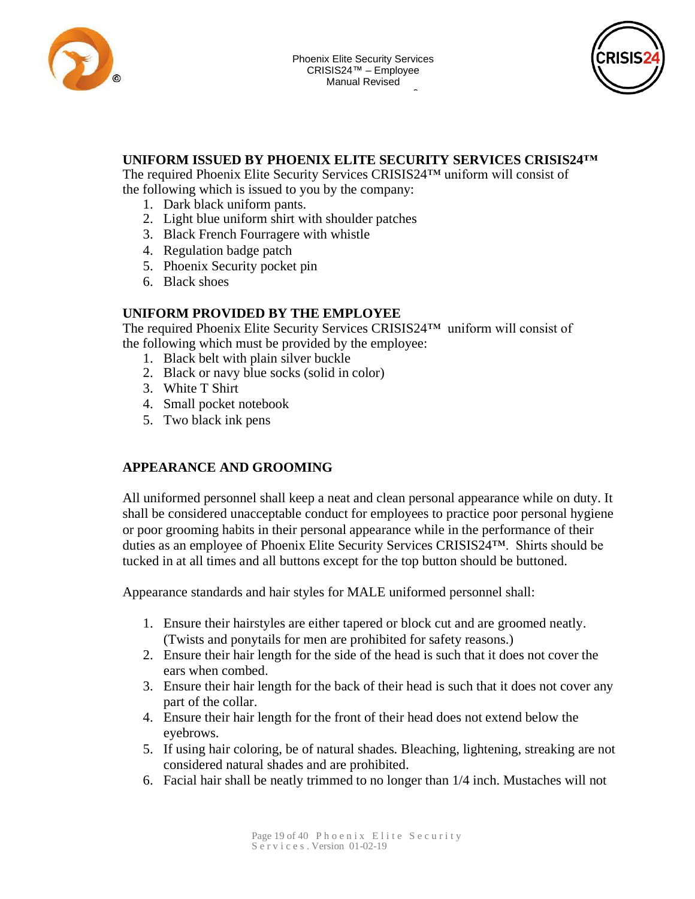## UNIFORM ISSUED BY PHOENIX ELITE SECURITY SERVICES CRISIS24™

The required Phoenix Elite Security Services CRISIS24™ uniform will consist of the following which is issued to you by the company:

1. Dark black uniform pants.
2. Light blue uniform shirt with shoulder patches
3. Black French Fourragere with whistle
4. Regulation badge patch
5. Phoenix Security pocket pin
6. Black shoes

## UNIFORM PROVIDED BY THE EMPLOYEE

The required Phoenix Elite Security Services CRISIS24™ uniform will consist of the following which must be provided by the employee:

1. Black belt with plain silver buckle
2. Black or navy blue socks (solid in color)
3. White T Shirt
4. Small pocket notebook
5. Two black ink pens

## APPEARANCE AND GROOMING

All uniformed personnel shall keep a neat and clean personal appearance while on duty. It shall be considered unacceptable conduct for employees to practice poor personal hygiene or poor grooming habits in their personal appearance while in the performance of their duties as an employee of Phoenix Elite Security Services CRISIS24™. Shirts should be tucked in at all times and all buttons except for the top button should be buttoned.

Appearance standards and hair styles for MALE uniformed personnel shall:

1. Ensure their hairstyles are either tapered or block cut and are groomed neatly. (Twists and ponytails for men are prohibited for safety reasons.)
2. Ensure their hair length for the side of the head is such that it does not cover the ears when combed.
3. Ensure their hair length for the back of their head is such that it does not cover any part of the collar.
4. Ensure their hair length for the front of their head does not extend below the eyebrows.
5. If using hair coloring, be of natural shades. Bleaching, lightening, streaking are not considered natural shades and are prohibited.
6. Facial hair shall be neatly trimmed to no longer than 1/4 inch. Mustaches will not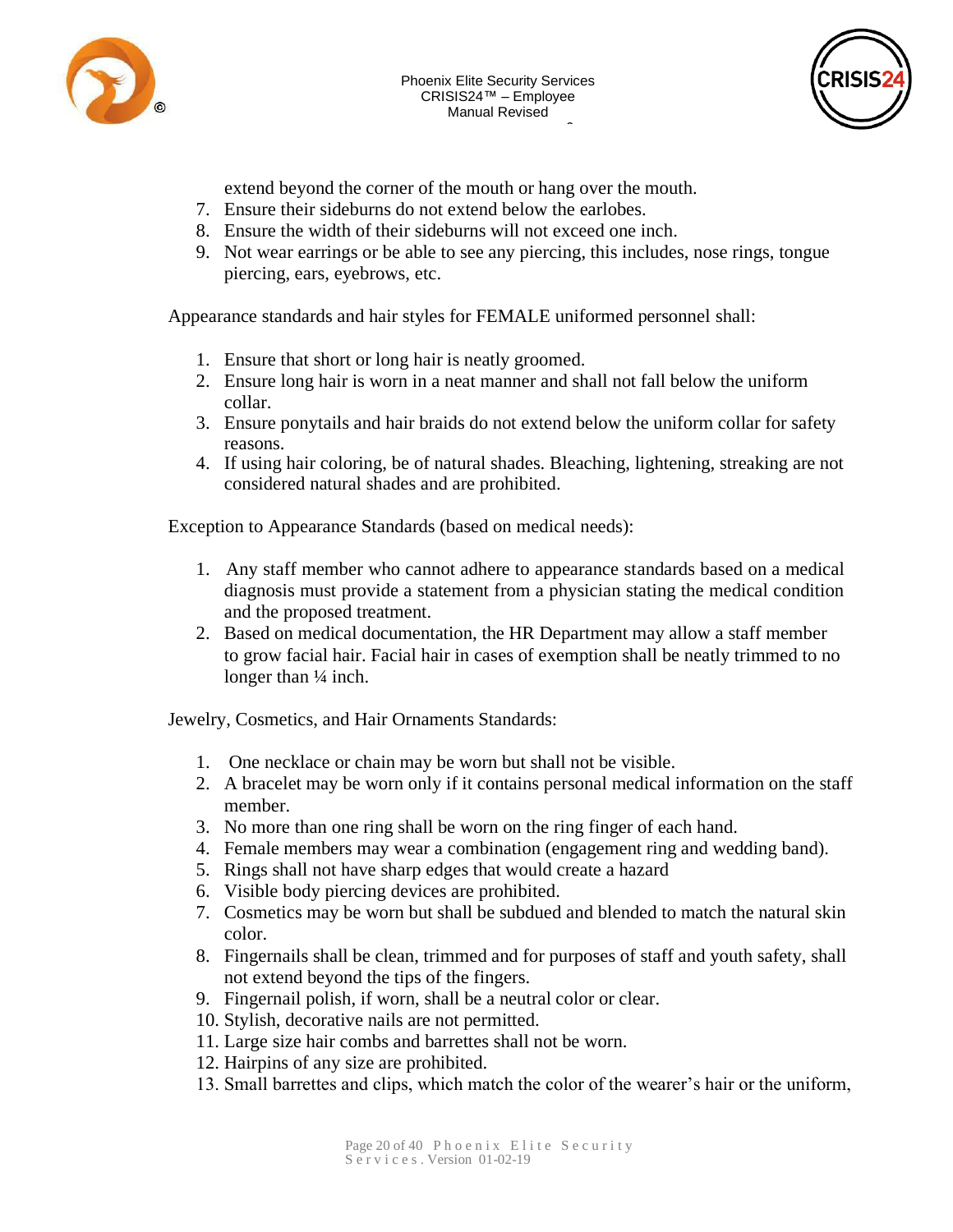extend beyond the corner of the mouth or hang over the mouth.

7. Ensure their sideburns do not extend below the earlobes.
8. Ensure the width of their sideburns will not exceed one inch.
9. Not wear earrings or be able to see any piercing, this includes, nose rings, tongue piercing, ears, eyebrows, etc.

Appearance standards and hair styles for FEMALE uniformed personnel shall:

1. Ensure that short or long hair is neatly groomed.
2. Ensure long hair is worn in a neat manner and shall not fall below the uniform collar.
3. Ensure ponytails and hair braids do not extend below the uniform collar for safety reasons.
4. If using hair coloring, be of natural shades. Bleaching, lightening, streaking are not considered natural shades and are prohibited.

Exception to Appearance Standards (based on medical needs):

1. Any staff member who cannot adhere to appearance standards based on a medical diagnosis must provide a statement from a physician stating the medical condition and the proposed treatment.
2. Based on medical documentation, the HR Department may allow a staff member to grow facial hair. Facial hair in cases of exemption shall be neatly trimmed to no longer than ¼ inch.

Jewelry, Cosmetics, and Hair Ornaments Standards:

1. One necklace or chain may be worn but shall not be visible.
2. A bracelet may be worn only if it contains personal medical information on the staff member.
3. No more than one ring shall be worn on the ring finger of each hand.
4. Female members may wear a combination (engagement ring and wedding band).
5. Rings shall not have sharp edges that would create a hazard
6. Visible body piercing devices are prohibited.
7. Cosmetics may be worn but shall be subdued and blended to match the natural skin color.
8. Fingernails shall be clean, trimmed and for purposes of staff and youth safety, shall not extend beyond the tips of the fingers.
9. Fingernail polish, if worn, shall be a neutral color or clear.
10. Stylish, decorative nails are not permitted.
11. Large size hair combs and barrettes shall not be worn.
12. Hairpins of any size are prohibited.
13. Small barrettes and clips, which match the color of the wearer's hair or the uniform,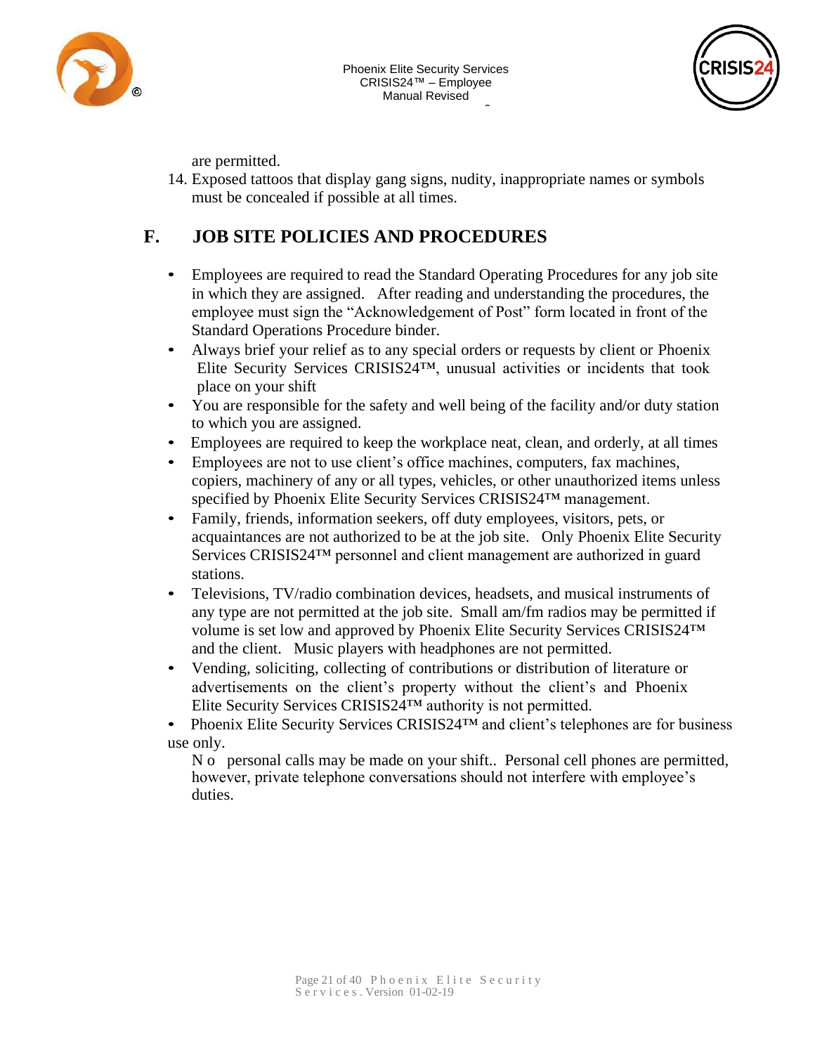are permitted.

14. Exposed tattoos that display gang signs, nudity, inappropriate names or symbols must be concealed if possible at all times.

## F. JOB SITE POLICIES AND PROCEDURES

- Employees are required to read the Standard Operating Procedures for any job site in which they are assigned. After reading and understanding the procedures, the employee must sign the "Acknowledgement of Post" form located in front of the Standard Operations Procedure binder.
- Always brief your relief as to any special orders or requests by client or Phoenix Elite Security Services CRISIS24™, unusual activities or incidents that took place on your shift
- You are responsible for the safety and well being of the facility and/or duty station to which you are assigned.
- Employees are required to keep the workplace neat, clean, and orderly, at all times
- Employees are not to use client's office machines, computers, fax machines, copiers, machinery of any or all types, vehicles, or other unauthorized items unless specified by Phoenix Elite Security Services CRISIS24™ management.
- Family, friends, information seekers, off duty employees, visitors, pets, or acquaintances are not authorized to be at the job site. Only Phoenix Elite Security Services CRISIS24™ personnel and client management are authorized in guard stations.
- Televisions, TV/radio combination devices, headsets, and musical instruments of any type are not permitted at the job site. Small am/fm radios may be permitted if volume is set low and approved by Phoenix Elite Security Services CRISIS24™ and the client. Music players with headphones are not permitted.
- Vending, soliciting, collecting of contributions or distribution of literature or advertisements on the client's property without the client's and Phoenix Elite Security Services CRISIS24™ authority is not permitted.
- Phoenix Elite Security Services CRISIS24™ and client's telephones are for business use only.

  No personal calls may be made on your shift.. Personal cell phones are permitted, however, private telephone conversations should not interfere with employee's duties.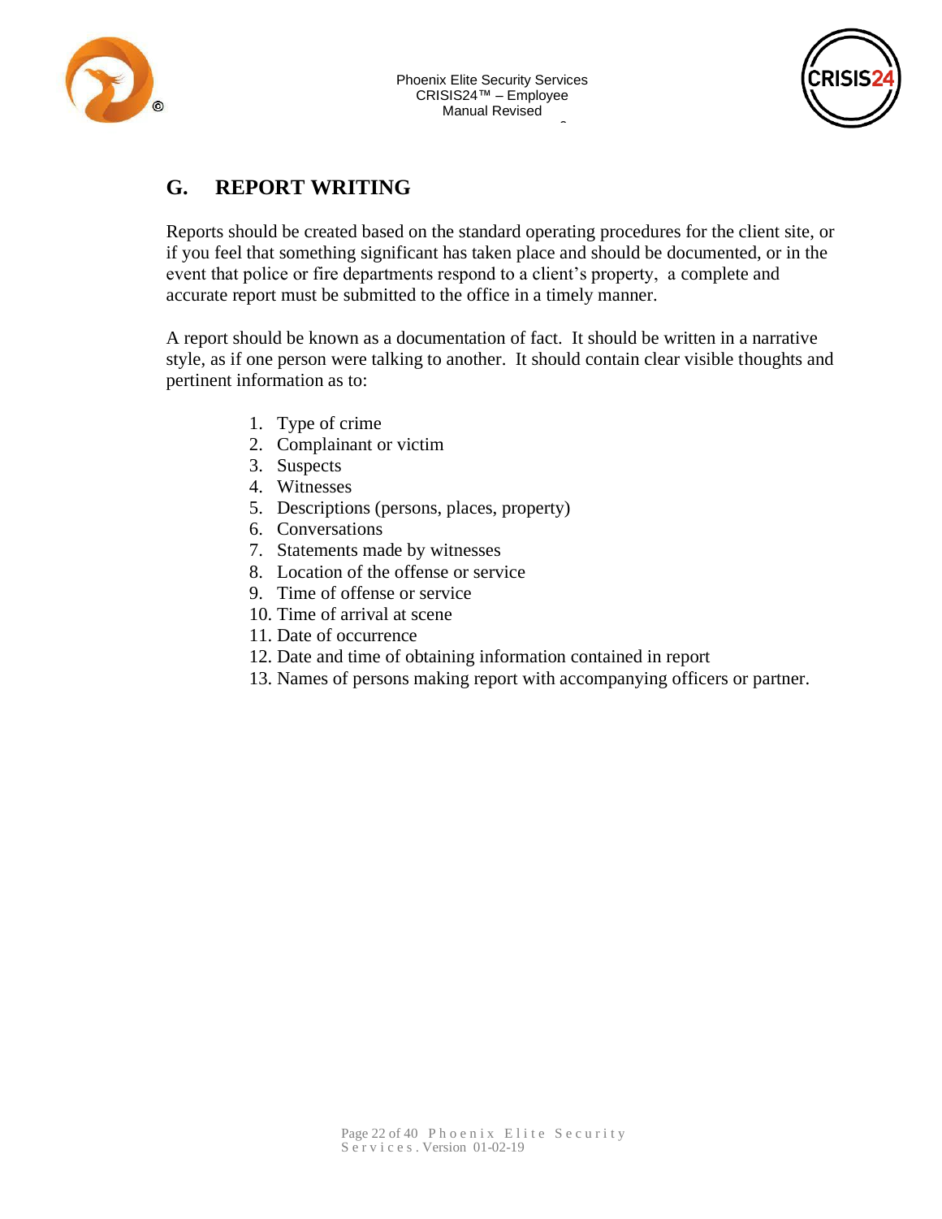## G. REPORT WRITING

Reports should be created based on the standard operating procedures for the client site, or if you feel that something significant has taken place and should be documented, or in the event that police or fire departments respond to a client's property, a complete and accurate report must be submitted to the office in a timely manner.

A report should be known as a documentation of fact. It should be written in a narrative style, as if one person were talking to another. It should contain clear visible thoughts and pertinent information as to:

1. Type of crime
2. Complainant or victim
3. Suspects
4. Witnesses
5. Descriptions (persons, places, property)
6. Conversations
7. Statements made by witnesses
8. Location of the offense or service
9. Time of offense or service
10. Time of arrival at scene
11. Date of occurrence
12. Date and time of obtaining information contained in report
13. Names of persons making report with accompanying officers or partner.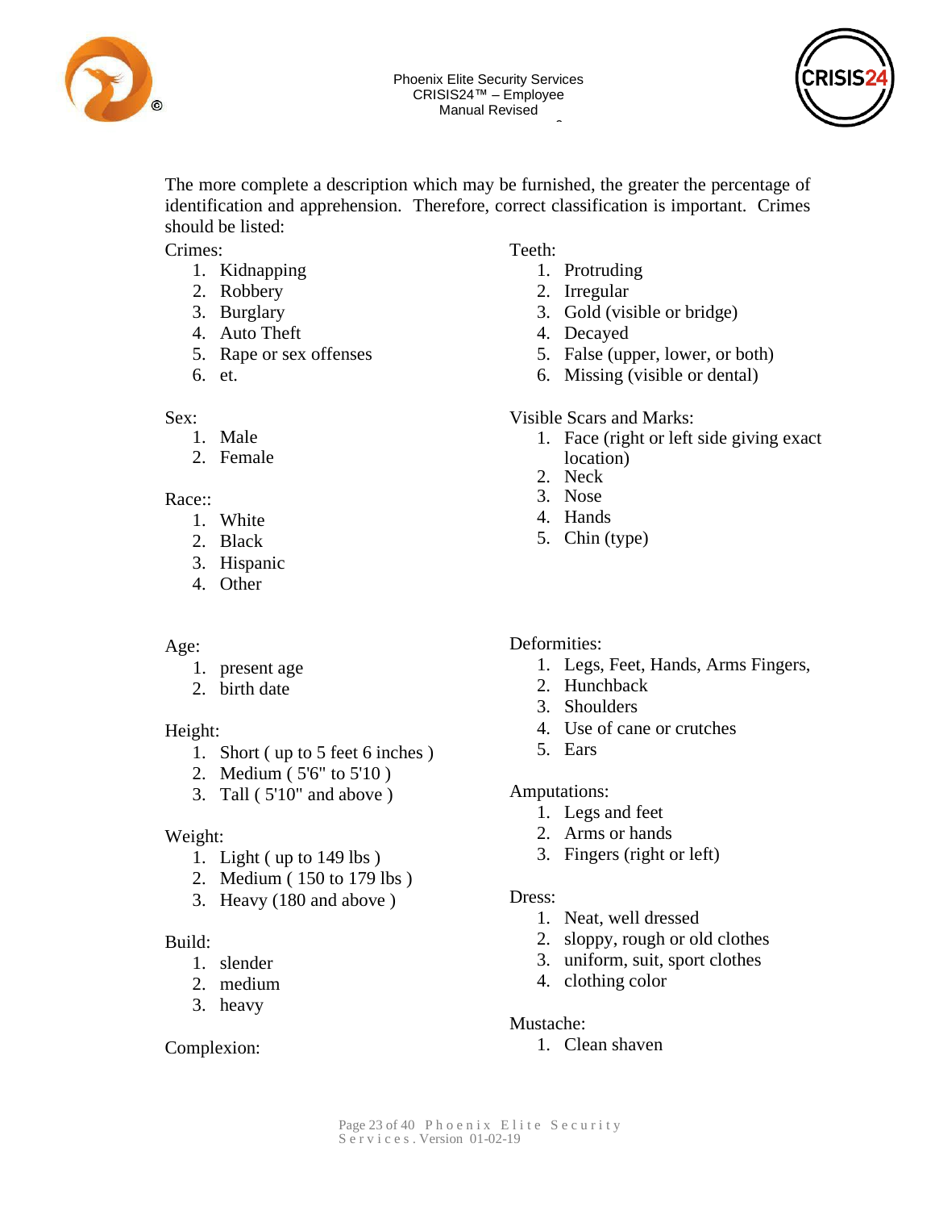The more complete a description which may be furnished, the greater the percentage of identification and apprehension. Therefore, correct classification is important. Crimes should be listed:

Crimes:

1. Kidnapping
2. Robbery
3. Burglary
4. Auto Theft
5. Rape or sex offenses
6. et.

Sex:

1. Male
2. Female

Race::

1. White
2. Black
3. Hispanic
4. Other

Age:

1. present age
2. birth date

Height:

1. Short ( up to 5 feet 6 inches )
2. Medium ( 5'6" to 5'10 )
3. Tall ( 5'10" and above )

Weight:

1. Light ( up to 149 lbs )
2. Medium ( 150 to 179 lbs )
3. Heavy (180 and above )

Build:

1. slender
2. medium
3. heavy

Complexion:

Teeth:

1. Protruding
2. Irregular
3. Gold (visible or bridge)
4. Decayed
5. False (upper, lower, or both)
6. Missing (visible or dental)

Visible Scars and Marks:

1. Face (right or left side giving exact location)
2. Neck
3. Nose
4. Hands
5. Chin (type)

Deformities:

1. Legs, Feet, Hands, Arms Fingers,
2. Hunchback
3. Shoulders
4. Use of cane or crutches
5. Ears

Amputations:

1. Legs and feet
2. Arms or hands
3. Fingers (right or left)

Dress:

1. Neat, well dressed
2. sloppy, rough or old clothes
3. uniform, suit, sport clothes
4. clothing color

Mustache:

1. Clean shaven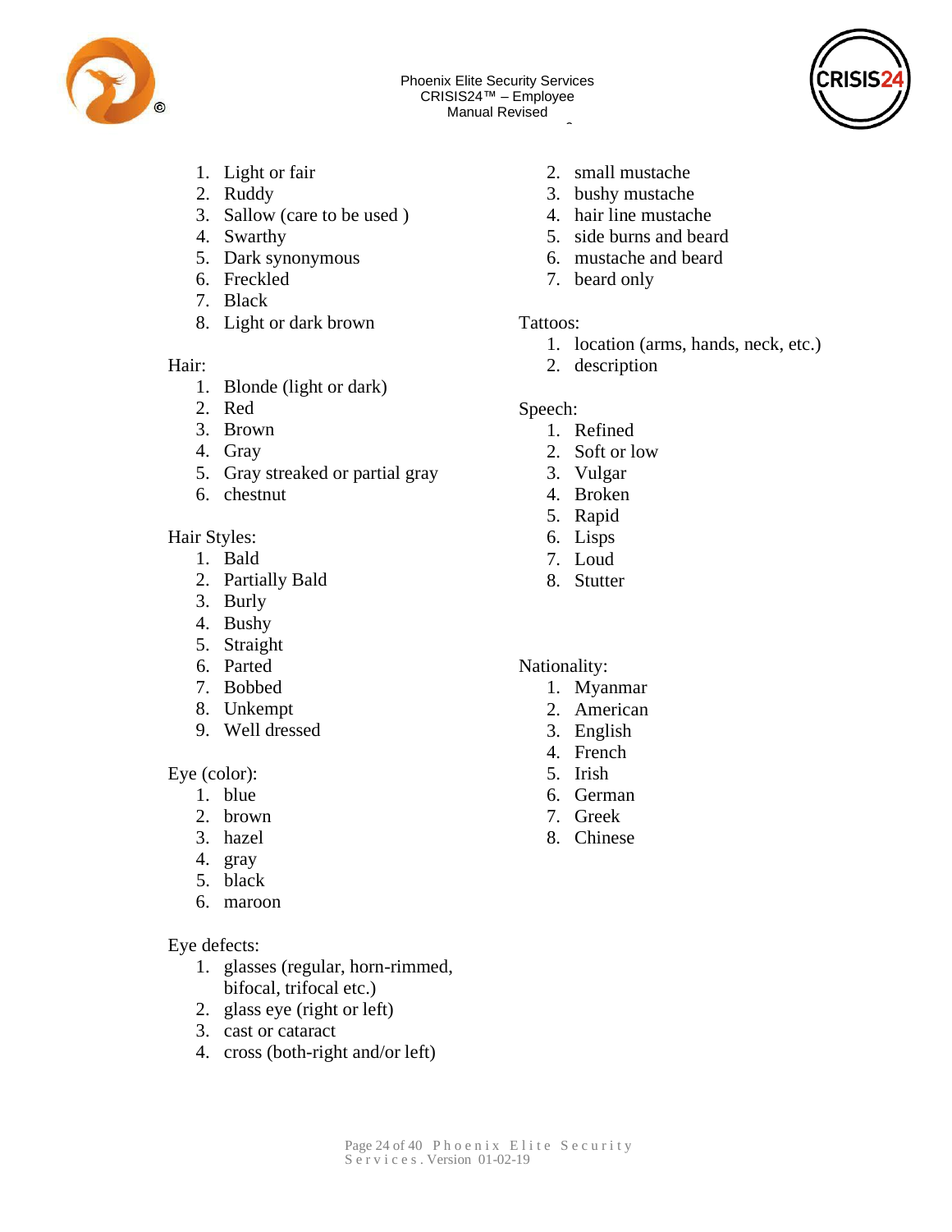1. Light or fair
2. Ruddy
3. Sallow (care to be used )
4. Swarthy
5. Dark synonymous
6. Freckled
7. Black
8. Light or dark brown

Hair:

1. Blonde (light or dark)
2. Red
3. Brown
4. Gray
5. Gray streaked or partial gray
6. chestnut

Hair Styles:

1. Bald
2. Partially Bald
3. Burly
4. Bushy
5. Straight
6. Parted
7. Bobbed
8. Unkempt
9. Well dressed

Eye (color):

1. blue
2. brown
3. hazel
4. gray
5. black
6. maroon

Eye defects:

1. glasses (regular, horn-rimmed, bifocal, trifocal etc.)
2. glass eye (right or left)
3. cast or cataract
4. cross (both-right and/or left)

2. small mustache
3. bushy mustache
4. hair line mustache
5. side burns and beard
6. mustache and beard
7. beard only

Tattoos:

1. location (arms, hands, neck, etc.)
2. description

Speech:

1. Refined
2. Soft or low
3. Vulgar
4. Broken
5. Rapid
6. Lisps
7. Loud
8. Stutter

Nationality:

1. Myanmar
2. American
3. English
4. French
5. Irish
6. German
7. Greek
8. Chinese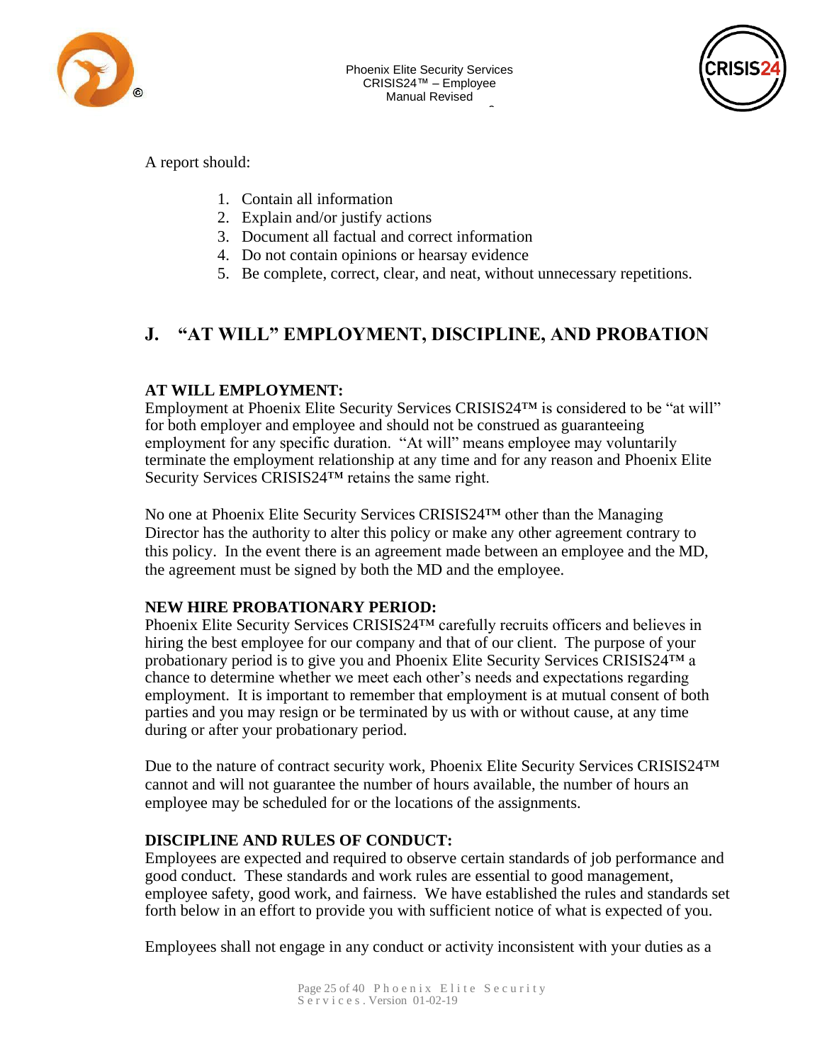A report should:

1. Contain all information
2. Explain and/or justify actions
3. Document all factual and correct information
4. Do not contain opinions or hearsay evidence
5. Be complete, correct, clear, and neat, without unnecessary repetitions.

## J. "AT WILL" EMPLOYMENT, DISCIPLINE, AND PROBATION

### AT WILL EMPLOYMENT:

Employment at Phoenix Elite Security Services CRISIS24™ is considered to be "at will" for both employer and employee and should not be construed as guaranteeing employment for any specific duration. "At will" means employee may voluntarily terminate the employment relationship at any time and for any reason and Phoenix Elite Security Services CRISIS24™ retains the same right.

No one at Phoenix Elite Security Services CRISIS24™ other than the Managing Director has the authority to alter this policy or make any other agreement contrary to this policy. In the event there is an agreement made between an employee and the MD, the agreement must be signed by both the MD and the employee.

### NEW HIRE PROBATIONARY PERIOD:

Phoenix Elite Security Services CRISIS24™ carefully recruits officers and believes in hiring the best employee for our company and that of our client. The purpose of your probationary period is to give you and Phoenix Elite Security Services CRISIS24™ a chance to determine whether we meet each other's needs and expectations regarding employment. It is important to remember that employment is at mutual consent of both parties and you may resign or be terminated by us with or without cause, at any time during or after your probationary period.

Due to the nature of contract security work, Phoenix Elite Security Services CRISIS24™ cannot and will not guarantee the number of hours available, the number of hours an employee may be scheduled for or the locations of the assignments.

### DISCIPLINE AND RULES OF CONDUCT:

Employees are expected and required to observe certain standards of job performance and good conduct. These standards and work rules are essential to good management, employee safety, good work, and fairness. We have established the rules and standards set forth below in an effort to provide you with sufficient notice of what is expected of you.

Employees shall not engage in any conduct or activity inconsistent with your duties as a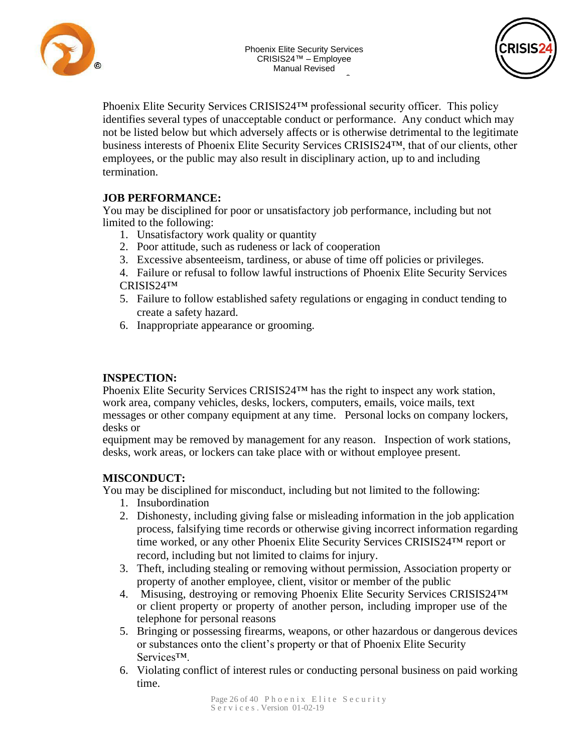Phoenix Elite Security Services CRISIS24™ professional security officer. This policy identifies several types of unacceptable conduct or performance. Any conduct which may not be listed below but which adversely affects or is otherwise detrimental to the legitimate business interests of Phoenix Elite Security Services CRISIS24™, that of our clients, other employees, or the public may also result in disciplinary action, up to and including termination.

**JOB PERFORMANCE:**

You may be disciplined for poor or unsatisfactory job performance, including but not limited to the following:

1. Unsatisfactory work quality or quantity
2. Poor attitude, such as rudeness or lack of cooperation
3. Excessive absenteeism, tardiness, or abuse of time off policies or privileges.
4. Failure or refusal to follow lawful instructions of Phoenix Elite Security Services CRISIS24™
5. Failure to follow established safety regulations or engaging in conduct tending to create a safety hazard.
6. Inappropriate appearance or grooming.

**INSPECTION:**

Phoenix Elite Security Services CRISIS24™ has the right to inspect any work station, work area, company vehicles, desks, lockers, computers, emails, voice mails, text messages or other company equipment at any time. Personal locks on company lockers, desks or equipment may be removed by management for any reason. Inspection of work stations, desks, work areas, or lockers can take place with or without employee present.

**MISCONDUCT:**

You may be disciplined for misconduct, including but not limited to the following:

1. Insubordination
2. Dishonesty, including giving false or misleading information in the job application process, falsifying time records or otherwise giving incorrect information regarding time worked, or any other Phoenix Elite Security Services CRISIS24™ report or record, including but not limited to claims for injury.
3. Theft, including stealing or removing without permission, Association property or property of another employee, client, visitor or member of the public
4. Misusing, destroying or removing Phoenix Elite Security Services CRISIS24™ or client property or property of another person, including improper use of the telephone for personal reasons
5. Bringing or possessing firearms, weapons, or other hazardous or dangerous devices or substances onto the client's property or that of Phoenix Elite Security Services™.
6. Violating conflict of interest rules or conducting personal business on paid working time.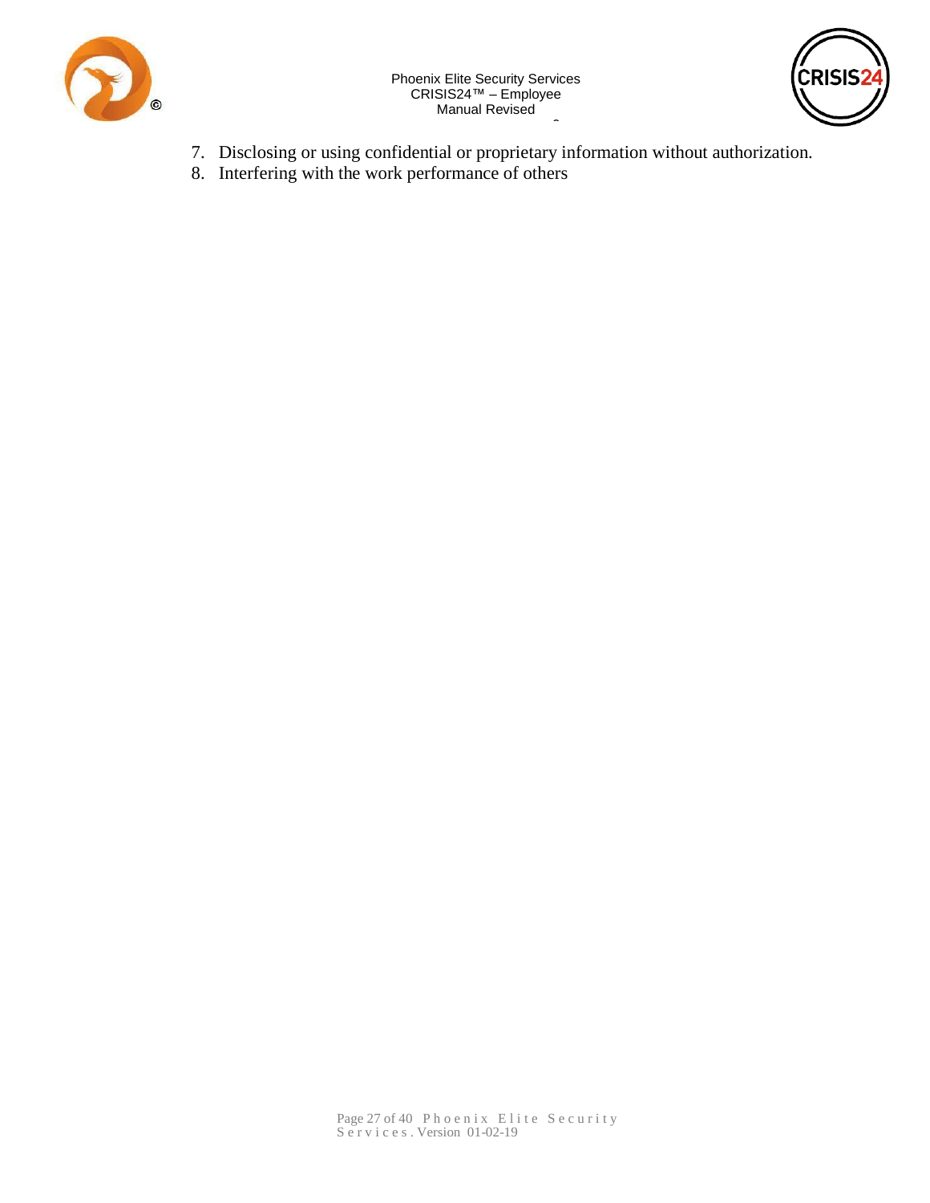7. Disclosing or using confidential or proprietary information without authorization.
8. Interfering with the work performance of others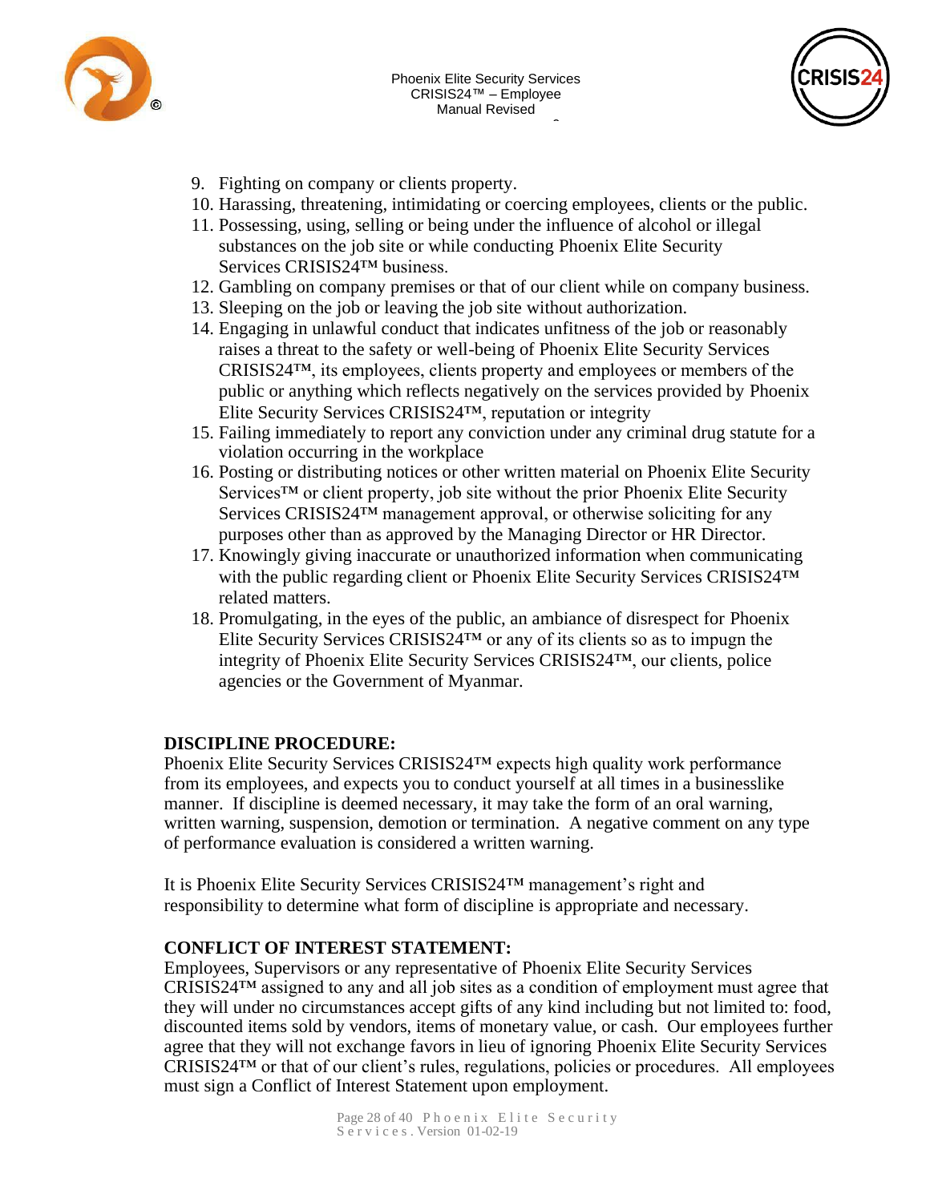9. Fighting on company or clients property.
10. Harassing, threatening, intimidating or coercing employees, clients or the public.
11. Possessing, using, selling or being under the influence of alcohol or illegal substances on the job site or while conducting Phoenix Elite Security Services CRISIS24™ business.
12. Gambling on company premises or that of our client while on company business.
13. Sleeping on the job or leaving the job site without authorization.
14. Engaging in unlawful conduct that indicates unfitness of the job or reasonably raises a threat to the safety or well-being of Phoenix Elite Security Services CRISIS24™, its employees, clients property and employees or members of the public or anything which reflects negatively on the services provided by Phoenix Elite Security Services CRISIS24™, reputation or integrity
15. Failing immediately to report any conviction under any criminal drug statute for a violation occurring in the workplace
16. Posting or distributing notices or other written material on Phoenix Elite Security Services™ or client property, job site without the prior Phoenix Elite Security Services CRISIS24™ management approval, or otherwise soliciting for any purposes other than as approved by the Managing Director or HR Director.
17. Knowingly giving inaccurate or unauthorized information when communicating with the public regarding client or Phoenix Elite Security Services CRISIS24™ related matters.
18. Promulgating, in the eyes of the public, an ambiance of disrespect for Phoenix Elite Security Services CRISIS24™ or any of its clients so as to impugn the integrity of Phoenix Elite Security Services CRISIS24™, our clients, police agencies or the Government of Myanmar.

**DISCIPLINE PROCEDURE:**

Phoenix Elite Security Services CRISIS24™ expects high quality work performance from its employees, and expects you to conduct yourself at all times in a businesslike manner. If discipline is deemed necessary, it may take the form of an oral warning, written warning, suspension, demotion or termination. A negative comment on any type of performance evaluation is considered a written warning.

It is Phoenix Elite Security Services CRISIS24™ management's right and responsibility to determine what form of discipline is appropriate and necessary.

**CONFLICT OF INTEREST STATEMENT:**

Employees, Supervisors or any representative of Phoenix Elite Security Services CRISIS24™ assigned to any and all job sites as a condition of employment must agree that they will under no circumstances accept gifts of any kind including but not limited to: food, discounted items sold by vendors, items of monetary value, or cash. Our employees further agree that they will not exchange favors in lieu of ignoring Phoenix Elite Security Services CRISIS24™ or that of our client's rules, regulations, policies or procedures. All employees must sign a Conflict of Interest Statement upon employment.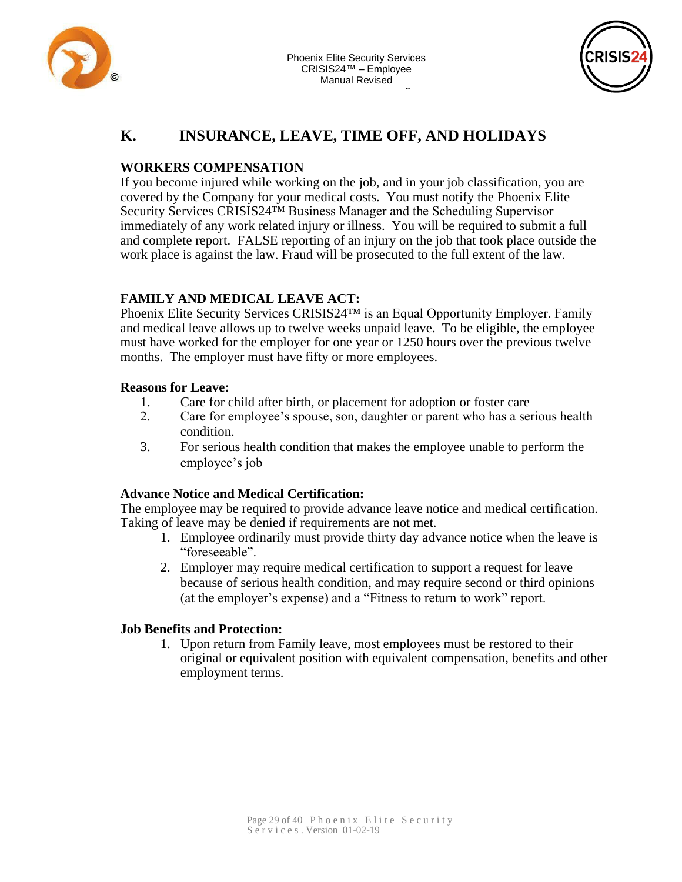## K. INSURANCE, LEAVE, TIME OFF, AND HOLIDAYS

### WORKERS COMPENSATION

If you become injured while working on the job, and in your job classification, you are covered by the Company for your medical costs. You must notify the Phoenix Elite Security Services CRISIS24™ Business Manager and the Scheduling Supervisor immediately of any work related injury or illness. You will be required to submit a full and complete report. FALSE reporting of an injury on the job that took place outside the work place is against the law. Fraud will be prosecuted to the full extent of the law.

### FAMILY AND MEDICAL LEAVE ACT:

Phoenix Elite Security Services CRISIS24™ is an Equal Opportunity Employer. Family and medical leave allows up to twelve weeks unpaid leave. To be eligible, the employee must have worked for the employer for one year or 1250 hours over the previous twelve months. The employer must have fifty or more employees.

**Reasons for Leave:**

1. Care for child after birth, or placement for adoption or foster care
2. Care for employee's spouse, son, daughter or parent who has a serious health condition.
3. For serious health condition that makes the employee unable to perform the employee's job

**Advance Notice and Medical Certification:**

The employee may be required to provide advance leave notice and medical certification. Taking of leave may be denied if requirements are not met.

1. Employee ordinarily must provide thirty day advance notice when the leave is "foreseeable".
2. Employer may require medical certification to support a request for leave because of serious health condition, and may require second or third opinions (at the employer's expense) and a "Fitness to return to work" report.

**Job Benefits and Protection:**

1. Upon return from Family leave, most employees must be restored to their original or equivalent position with equivalent compensation, benefits and other employment terms.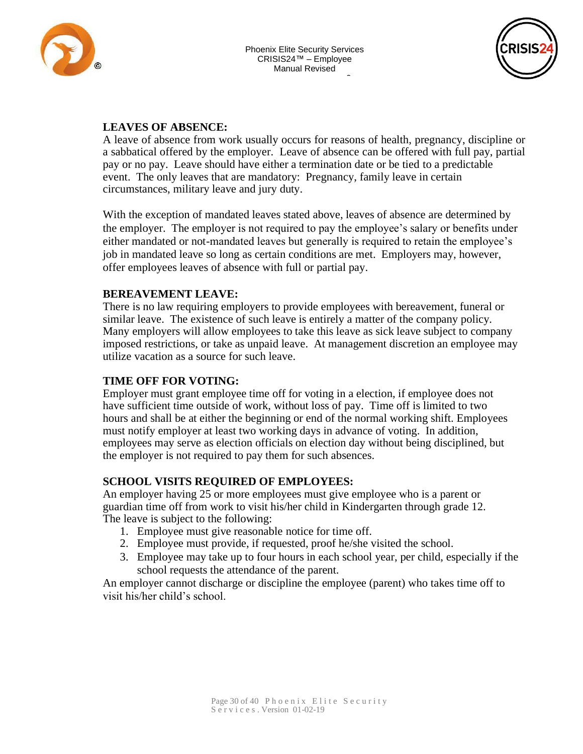## LEAVES OF ABSENCE:

A leave of absence from work usually occurs for reasons of health, pregnancy, discipline or a sabbatical offered by the employer. Leave of absence can be offered with full pay, partial pay or no pay. Leave should have either a termination date or be tied to a predictable event. The only leaves that are mandatory: Pregnancy, family leave in certain circumstances, military leave and jury duty.

With the exception of mandated leaves stated above, leaves of absence are determined by the employer. The employer is not required to pay the employee's salary or benefits under either mandated or not-mandated leaves but generally is required to retain the employee's job in mandated leave so long as certain conditions are met. Employers may, however, offer employees leaves of absence with full or partial pay.

## BEREAVEMENT LEAVE:

There is no law requiring employers to provide employees with bereavement, funeral or similar leave. The existence of such leave is entirely a matter of the company policy. Many employers will allow employees to take this leave as sick leave subject to company imposed restrictions, or take as unpaid leave. At management discretion an employee may utilize vacation as a source for such leave.

## TIME OFF FOR VOTING:

Employer must grant employee time off for voting in a election, if employee does not have sufficient time outside of work, without loss of pay. Time off is limited to two hours and shall be at either the beginning or end of the normal working shift. Employees must notify employer at least two working days in advance of voting. In addition, employees may serve as election officials on election day without being disciplined, but the employer is not required to pay them for such absences.

## SCHOOL VISITS REQUIRED OF EMPLOYEES:

An employer having 25 or more employees must give employee who is a parent or guardian time off from work to visit his/her child in Kindergarten through grade 12. The leave is subject to the following:

1. Employee must give reasonable notice for time off.
2. Employee must provide, if requested, proof he/she visited the school.
3. Employee may take up to four hours in each school year, per child, especially if the school requests the attendance of the parent.

An employer cannot discharge or discipline the employee (parent) who takes time off to visit his/her child's school.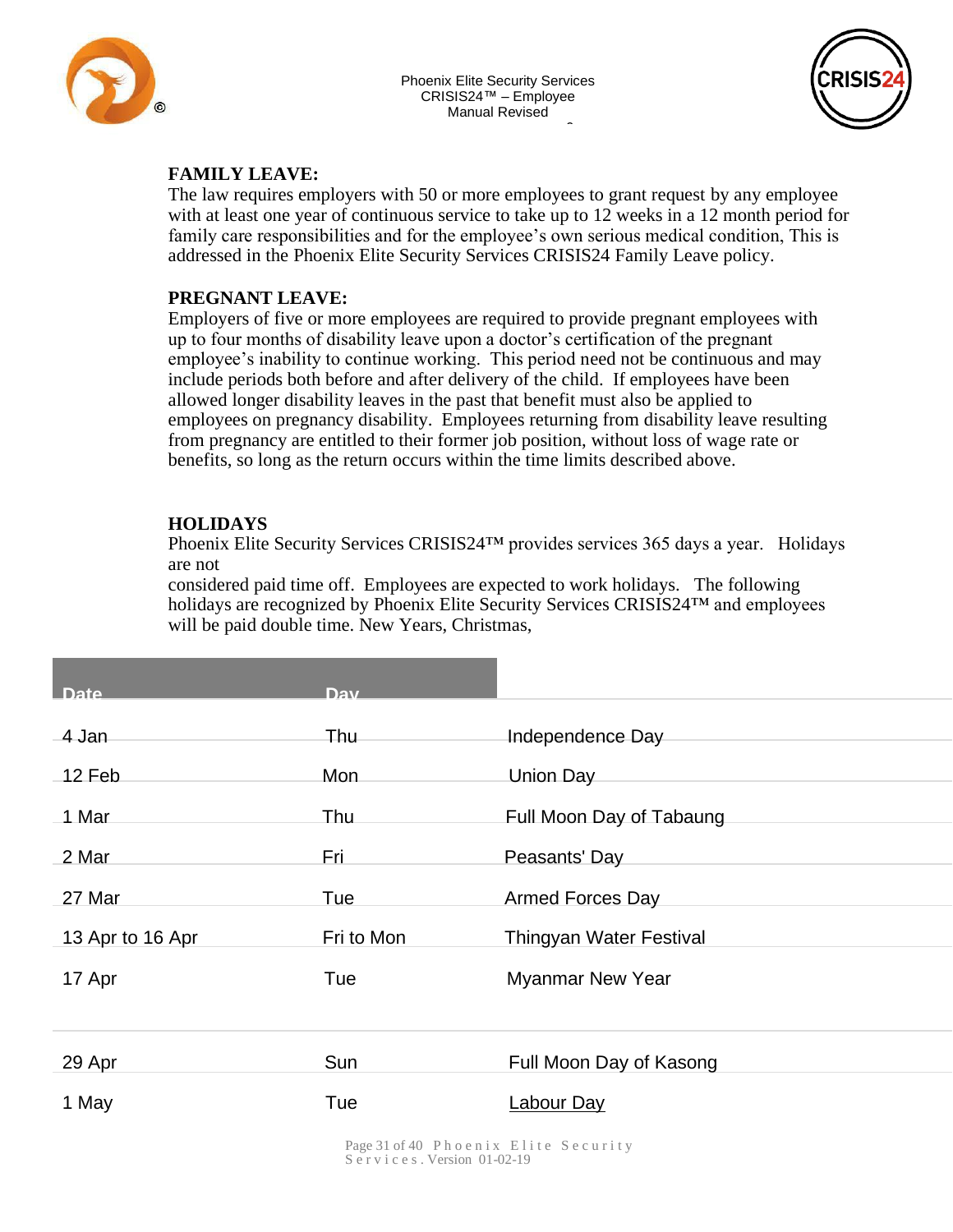**FAMILY LEAVE:**

The law requires employers with 50 or more employees to grant request by any employee with at least one year of continuous service to take up to 12 weeks in a 12 month period for family care responsibilities and for the employee's own serious medical condition, This is addressed in the Phoenix Elite Security Services CRISIS24 Family Leave policy.

**PREGNANT LEAVE:**

Employers of five or more employees are required to provide pregnant employees with up to four months of disability leave upon a doctor's certification of the pregnant employee's inability to continue working. This period need not be continuous and may include periods both before and after delivery of the child. If employees have been allowed longer disability leaves in the past that benefit must also be applied to employees on pregnancy disability. Employees returning from disability leave resulting from pregnancy are entitled to their former job position, without loss of wage rate or benefits, so long as the return occurs within the time limits described above.

**HOLIDAYS**

Phoenix Elite Security Services CRISIS24™ provides services 365 days a year. Holidays are not
considered paid time off. Employees are expected to work holidays. The following holidays are recognized by Phoenix Elite Security Services CRISIS24™ and employees will be paid double time. New Years, Christmas,

| Date | Day | |
|---|---|---|
| 4 Jan | Thu | Independence Day |
| 12 Feb | Mon | Union Day |
| 1 Mar | Thu | Full Moon Day of Tabaung |
| 2 Mar | Fri | Peasants' Day |
| 27 Mar | Tue | Armed Forces Day |
| 13 Apr to 16 Apr | Fri to Mon | Thingyan Water Festival |
| 17 Apr | Tue | Myanmar New Year |
| | | |
| 29 Apr | Sun | Full Moon Day of Kasong |
| 1 May | Tue | Labour Day |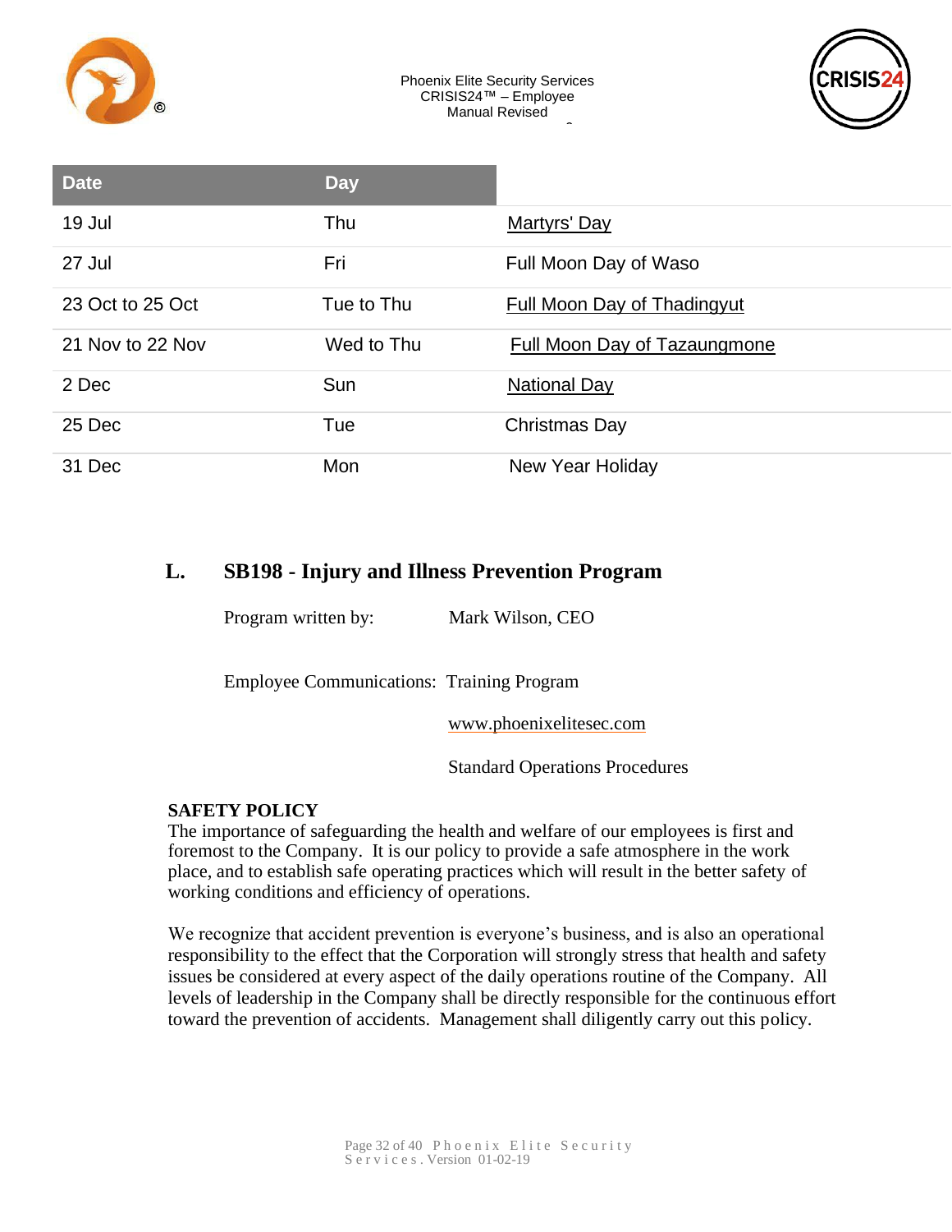| Date | Day | |
|---|---|---|
| 19 Jul | Thu | Martyrs' Day |
| 27 Jul | Fri | Full Moon Day of Waso |
| 23 Oct to 25 Oct | Tue to Thu | Full Moon Day of Thadingyut |
| 21 Nov to 22 Nov | Wed to Thu | Full Moon Day of Tazaungmone |
| 2 Dec | Sun | National Day |
| 25 Dec | Tue | Christmas Day |
| 31 Dec | Mon | New Year Holiday |

## L. SB198 - Injury and Illness Prevention Program

Program written by: Mark Wilson, CEO

Employee Communications: Training Program

www.phoenixelitesec.com

Standard Operations Procedures

**SAFETY POLICY**

The importance of safeguarding the health and welfare of our employees is first and foremost to the Company. It is our policy to provide a safe atmosphere in the work place, and to establish safe operating practices which will result in the better safety of working conditions and efficiency of operations.

We recognize that accident prevention is everyone's business, and is also an operational responsibility to the effect that the Corporation will strongly stress that health and safety issues be considered at every aspect of the daily operations routine of the Company. All levels of leadership in the Company shall be directly responsible for the continuous effort toward the prevention of accidents. Management shall diligently carry out this policy.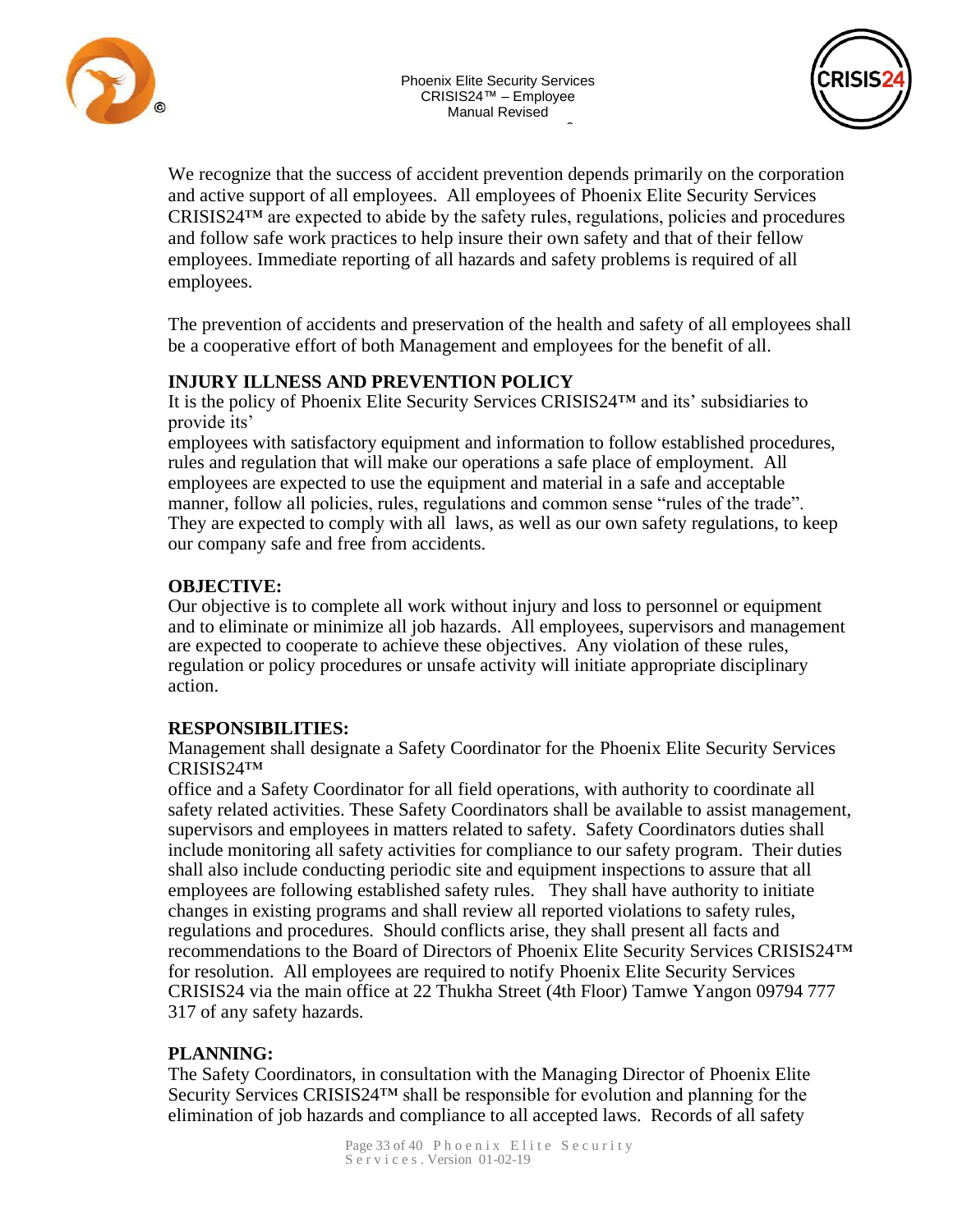We recognize that the success of accident prevention depends primarily on the corporation and active support of all employees. All employees of Phoenix Elite Security Services CRISIS24™ are expected to abide by the safety rules, regulations, policies and procedures and follow safe work practices to help insure their own safety and that of their fellow employees. Immediate reporting of all hazards and safety problems is required of all employees.

The prevention of accidents and preservation of the health and safety of all employees shall be a cooperative effort of both Management and employees for the benefit of all.

**INJURY ILLNESS AND PREVENTION POLICY**

It is the policy of Phoenix Elite Security Services CRISIS24™ and its' subsidiaries to provide its' employees with satisfactory equipment and information to follow established procedures, rules and regulation that will make our operations a safe place of employment. All employees are expected to use the equipment and material in a safe and acceptable manner, follow all policies, rules, regulations and common sense "rules of the trade". They are expected to comply with all laws, as well as our own safety regulations, to keep our company safe and free from accidents.

**OBJECTIVE:**

Our objective is to complete all work without injury and loss to personnel or equipment and to eliminate or minimize all job hazards. All employees, supervisors and management are expected to cooperate to achieve these objectives. Any violation of these rules, regulation or policy procedures or unsafe activity will initiate appropriate disciplinary action.

**RESPONSIBILITIES:**

Management shall designate a Safety Coordinator for the Phoenix Elite Security Services CRISIS24™ office and a Safety Coordinator for all field operations, with authority to coordinate all safety related activities. These Safety Coordinators shall be available to assist management, supervisors and employees in matters related to safety. Safety Coordinators duties shall include monitoring all safety activities for compliance to our safety program. Their duties shall also include conducting periodic site and equipment inspections to assure that all employees are following established safety rules. They shall have authority to initiate changes in existing programs and shall review all reported violations to safety rules, regulations and procedures. Should conflicts arise, they shall present all facts and recommendations to the Board of Directors of Phoenix Elite Security Services CRISIS24™ for resolution. All employees are required to notify Phoenix Elite Security Services CRISIS24 via the main office at 22 Thukha Street (4th Floor) Tamwe Yangon 09794 777 317 of any safety hazards.

**PLANNING:**

The Safety Coordinators, in consultation with the Managing Director of Phoenix Elite Security Services CRISIS24™ shall be responsible for evolution and planning for the elimination of job hazards and compliance to all accepted laws. Records of all safety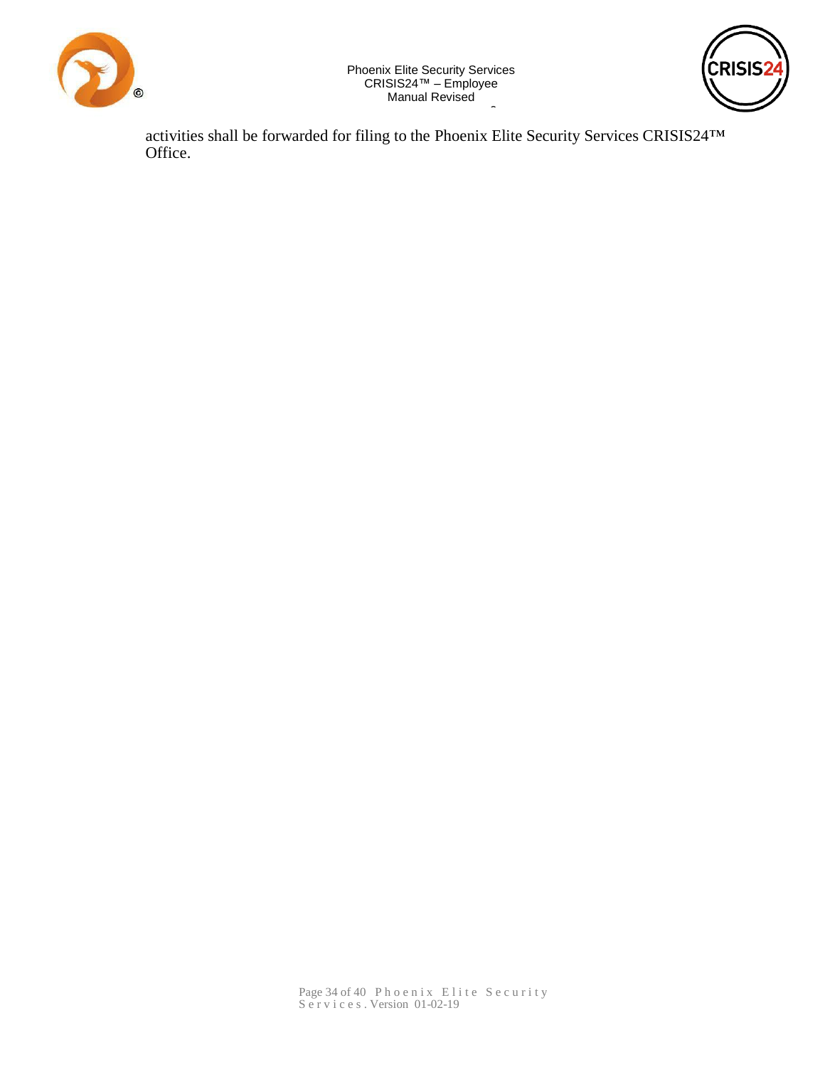activities shall be forwarded for filing to the Phoenix Elite Security Services CRISIS24™ Office.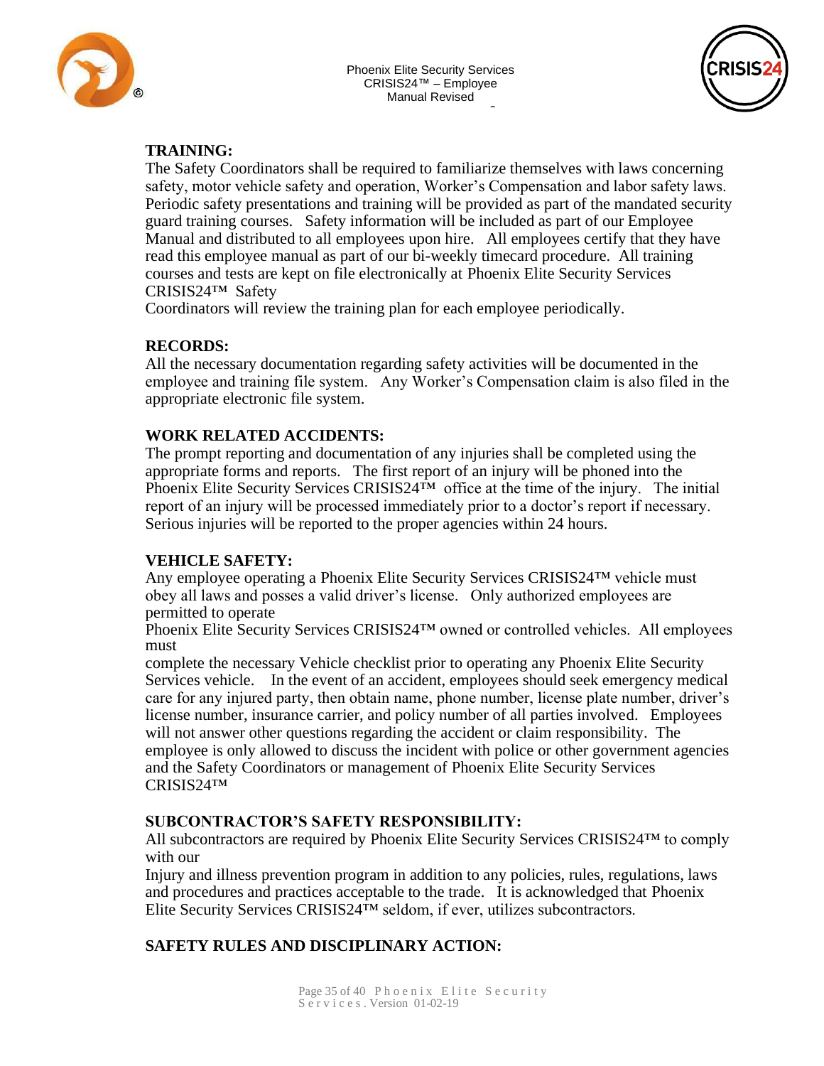## TRAINING:

The Safety Coordinators shall be required to familiarize themselves with laws concerning safety, motor vehicle safety and operation, Worker's Compensation and labor safety laws. Periodic safety presentations and training will be provided as part of the mandated security guard training courses. Safety information will be included as part of our Employee Manual and distributed to all employees upon hire. All employees certify that they have read this employee manual as part of our bi-weekly timecard procedure. All training courses and tests are kept on file electronically at Phoenix Elite Security Services CRISIS24™ Safety Coordinators will review the training plan for each employee periodically.

## RECORDS:

All the necessary documentation regarding safety activities will be documented in the employee and training file system. Any Worker's Compensation claim is also filed in the appropriate electronic file system.

## WORK RELATED ACCIDENTS:

The prompt reporting and documentation of any injuries shall be completed using the appropriate forms and reports. The first report of an injury will be phoned into the Phoenix Elite Security Services CRISIS24™ office at the time of the injury. The initial report of an injury will be processed immediately prior to a doctor's report if necessary. Serious injuries will be reported to the proper agencies within 24 hours.

## VEHICLE SAFETY:

Any employee operating a Phoenix Elite Security Services CRISIS24™ vehicle must obey all laws and posses a valid driver's license. Only authorized employees are permitted to operate Phoenix Elite Security Services CRISIS24™ owned or controlled vehicles. All employees must complete the necessary Vehicle checklist prior to operating any Phoenix Elite Security Services vehicle. In the event of an accident, employees should seek emergency medical care for any injured party, then obtain name, phone number, license plate number, driver's license number, insurance carrier, and policy number of all parties involved. Employees will not answer other questions regarding the accident or claim responsibility. The employee is only allowed to discuss the incident with police or other government agencies and the Safety Coordinators or management of Phoenix Elite Security Services CRISIS24™

## SUBCONTRACTOR'S SAFETY RESPONSIBILITY:

All subcontractors are required by Phoenix Elite Security Services CRISIS24™ to comply with our Injury and illness prevention program in addition to any policies, rules, regulations, laws and procedures and practices acceptable to the trade. It is acknowledged that Phoenix Elite Security Services CRISIS24™ seldom, if ever, utilizes subcontractors.

## SAFETY RULES AND DISCIPLINARY ACTION: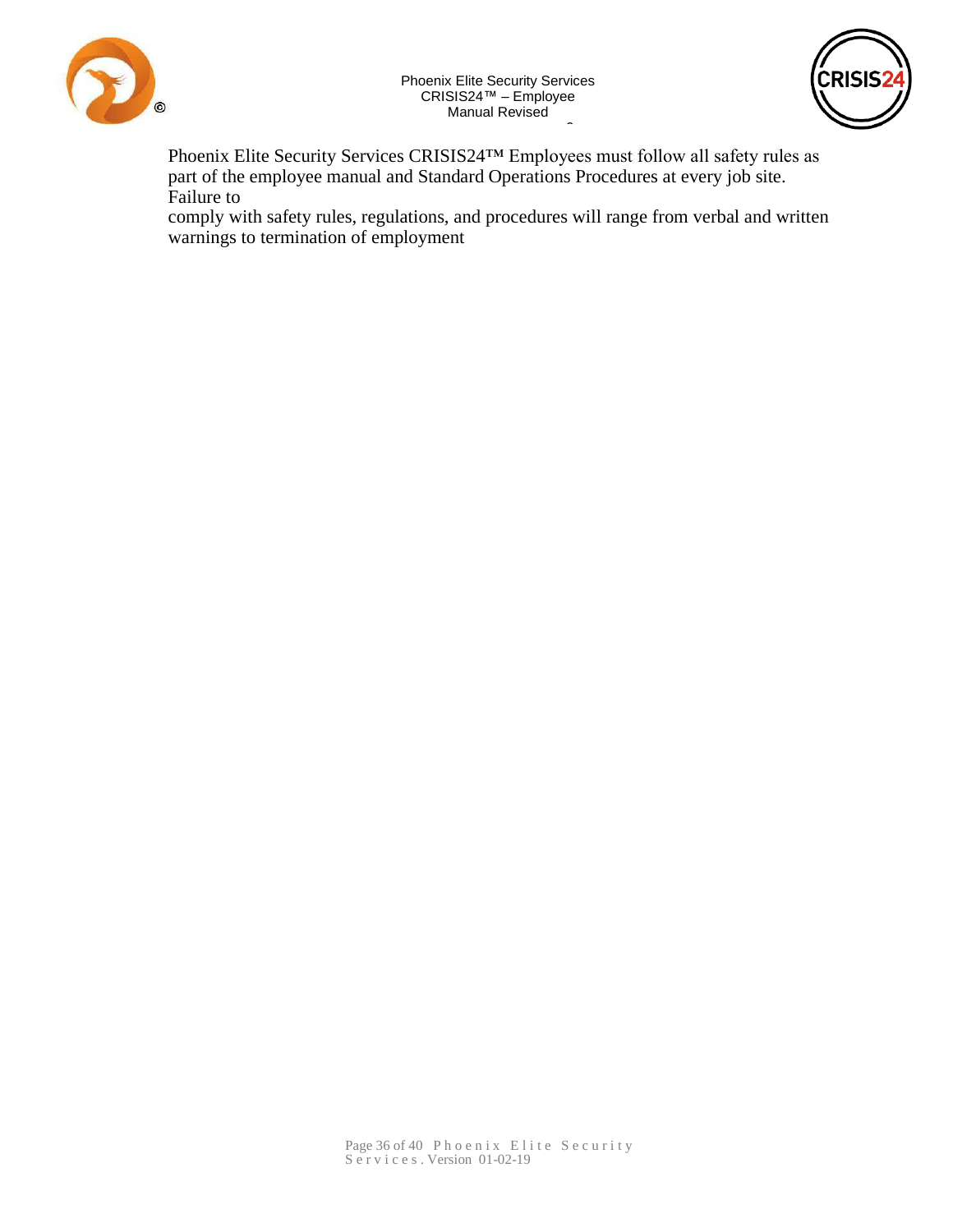Phoenix Elite Security Services CRISIS24™ Employees must follow all safety rules as part of the employee manual and Standard Operations Procedures at every job site. Failure to comply with safety rules, regulations, and procedures will range from verbal and written warnings to termination of employment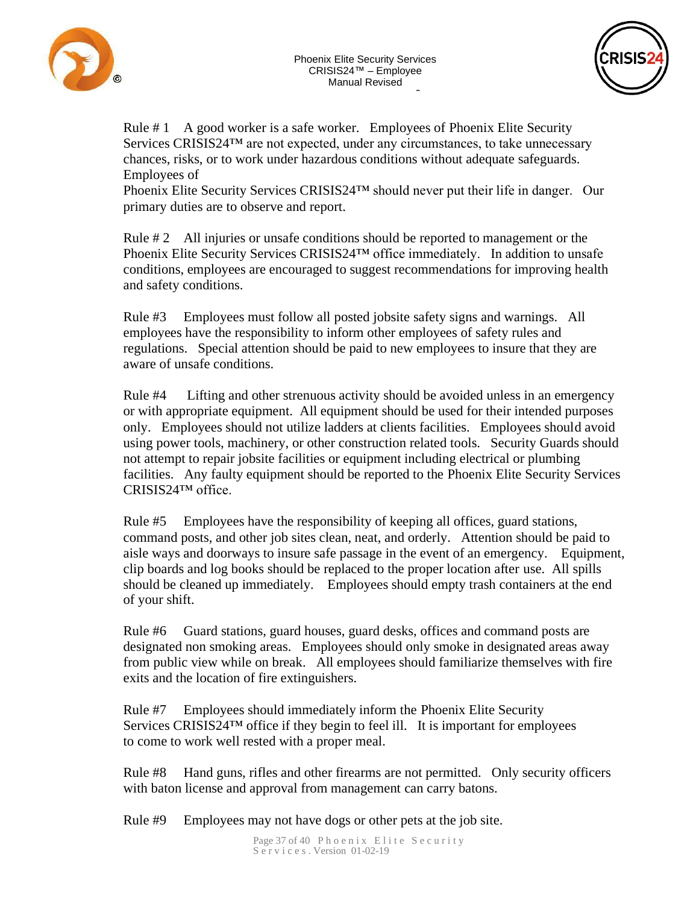Rule # 1 A good worker is a safe worker. Employees of Phoenix Elite Security Services CRISIS24™ are not expected, under any circumstances, to take unnecessary chances, risks, or to work under hazardous conditions without adequate safeguards. Employees of Phoenix Elite Security Services CRISIS24™ should never put their life in danger. Our primary duties are to observe and report.

Rule # 2 All injuries or unsafe conditions should be reported to management or the Phoenix Elite Security Services CRISIS24™ office immediately. In addition to unsafe conditions, employees are encouraged to suggest recommendations for improving health and safety conditions.

Rule #3 Employees must follow all posted jobsite safety signs and warnings. All employees have the responsibility to inform other employees of safety rules and regulations. Special attention should be paid to new employees to insure that they are aware of unsafe conditions.

Rule #4 Lifting and other strenuous activity should be avoided unless in an emergency or with appropriate equipment. All equipment should be used for their intended purposes only. Employees should not utilize ladders at clients facilities. Employees should avoid using power tools, machinery, or other construction related tools. Security Guards should not attempt to repair jobsite facilities or equipment including electrical or plumbing facilities. Any faulty equipment should be reported to the Phoenix Elite Security Services CRISIS24™ office.

Rule #5 Employees have the responsibility of keeping all offices, guard stations, command posts, and other job sites clean, neat, and orderly. Attention should be paid to aisle ways and doorways to insure safe passage in the event of an emergency. Equipment, clip boards and log books should be replaced to the proper location after use. All spills should be cleaned up immediately. Employees should empty trash containers at the end of your shift.

Rule #6 Guard stations, guard houses, guard desks, offices and command posts are designated non smoking areas. Employees should only smoke in designated areas away from public view while on break. All employees should familiarize themselves with fire exits and the location of fire extinguishers.

Rule #7 Employees should immediately inform the Phoenix Elite Security Services CRISIS24™ office if they begin to feel ill. It is important for employees to come to work well rested with a proper meal.

Rule #8 Hand guns, rifles and other firearms are not permitted. Only security officers with baton license and approval from management can carry batons.

Rule #9 Employees may not have dogs or other pets at the job site.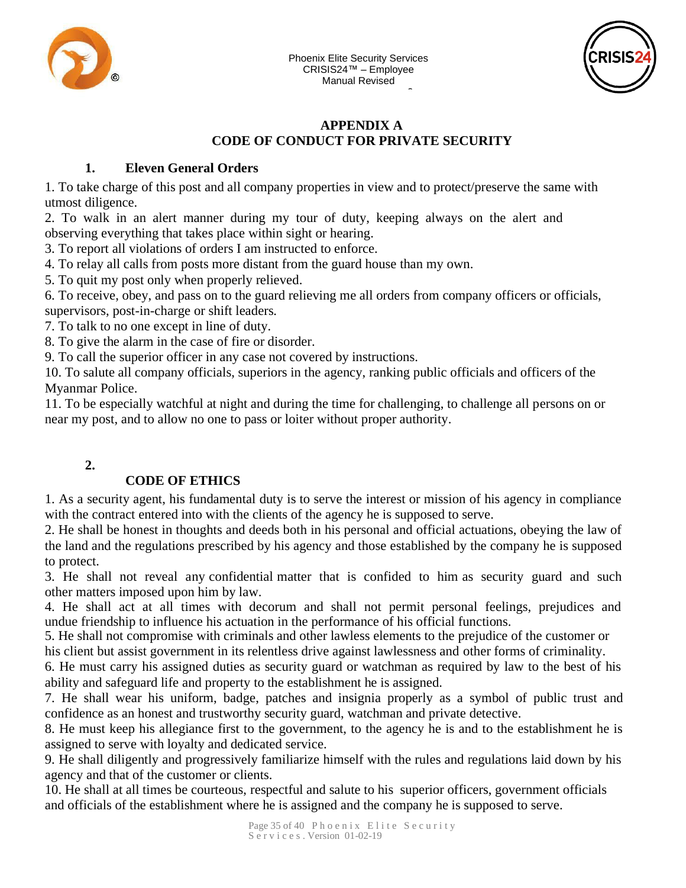# APPENDIX A
# CODE OF CONDUCT FOR PRIVATE SECURITY

## 1. Eleven General Orders

1. To take charge of this post and all company properties in view and to protect/preserve the same with utmost diligence.
2. To walk in an alert manner during my tour of duty, keeping always on the alert and observing everything that takes place within sight or hearing.
3. To report all violations of orders I am instructed to enforce.
4. To relay all calls from posts more distant from the guard house than my own.
5. To quit my post only when properly relieved.
6. To receive, obey, and pass on to the guard relieving me all orders from company officers or officials, supervisors, post-in-charge or shift leaders.
7. To talk to no one except in line of duty.
8. To give the alarm in the case of fire or disorder.
9. To call the superior officer in any case not covered by instructions.
10. To salute all company officials, superiors in the agency, ranking public officials and officers of the Myanmar Police.
11. To be especially watchful at night and during the time for challenging, to challenge all persons on or near my post, and to allow no one to pass or loiter without proper authority.

## 2. CODE OF ETHICS

1. As a security agent, his fundamental duty is to serve the interest or mission of his agency in compliance with the contract entered into with the clients of the agency he is supposed to serve.
2. He shall be honest in thoughts and deeds both in his personal and official actuations, obeying the law of the land and the regulations prescribed by his agency and those established by the company he is supposed to protect.
3. He shall not reveal any confidential matter that is confided to him as security guard and such other matters imposed upon him by law.
4. He shall act at all times with decorum and shall not permit personal feelings, prejudices and undue friendship to influence his actuation in the performance of his official functions.
5. He shall not compromise with criminals and other lawless elements to the prejudice of the customer or his client but assist government in its relentless drive against lawlessness and other forms of criminality.
6. He must carry his assigned duties as security guard or watchman as required by law to the best of his ability and safeguard life and property to the establishment he is assigned.
7. He shall wear his uniform, badge, patches and insignia properly as a symbol of public trust and confidence as an honest and trustworthy security guard, watchman and private detective.
8. He must keep his allegiance first to the government, to the agency he is and to the establishment he is assigned to serve with loyalty and dedicated service.
9. He shall diligently and progressively familiarize himself with the rules and regulations laid down by his agency and that of the customer or clients.
10. He shall at all times be courteous, respectful and salute to his superior officers, government officials and officials of the establishment where he is assigned and the company he is supposed to serve.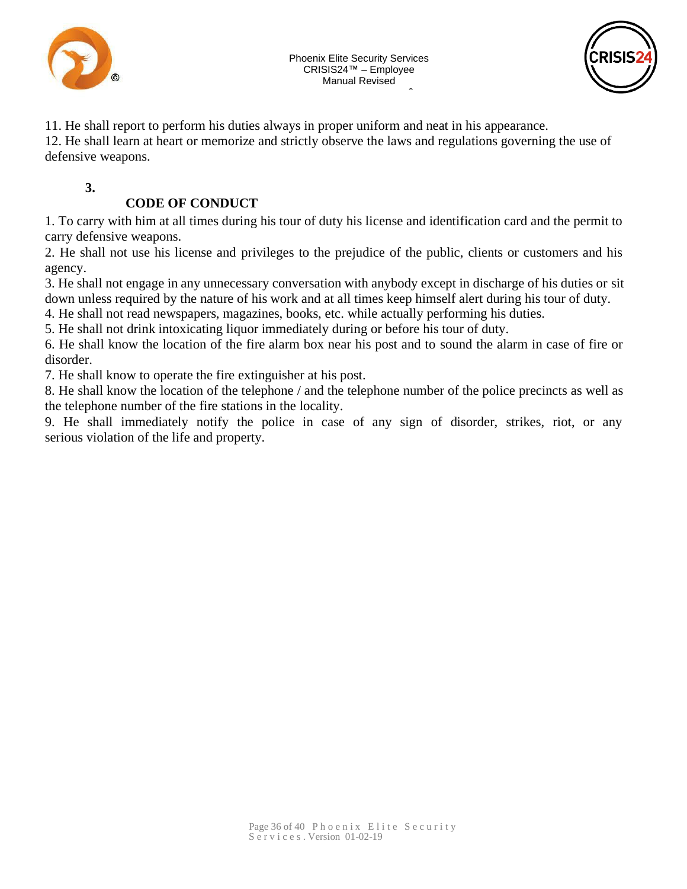11. He shall report to perform his duties always in proper uniform and neat in his appearance.
12. He shall learn at heart or memorize and strictly observe the laws and regulations governing the use of defensive weapons.

**3.**

## CODE OF CONDUCT

1. To carry with him at all times during his tour of duty his license and identification card and the permit to carry defensive weapons.
2. He shall not use his license and privileges to the prejudice of the public, clients or customers and his agency.
3. He shall not engage in any unnecessary conversation with anybody except in discharge of his duties or sit down unless required by the nature of his work and at all times keep himself alert during his tour of duty.
4. He shall not read newspapers, magazines, books, etc. while actually performing his duties.
5. He shall not drink intoxicating liquor immediately during or before his tour of duty.
6. He shall know the location of the fire alarm box near his post and to sound the alarm in case of fire or disorder.
7. He shall know to operate the fire extinguisher at his post.
8. He shall know the location of the telephone / and the telephone number of the police precincts as well as the telephone number of the fire stations in the locality.
9. He shall immediately notify the police in case of any sign of disorder, strikes, riot, or any serious violation of the life and property.